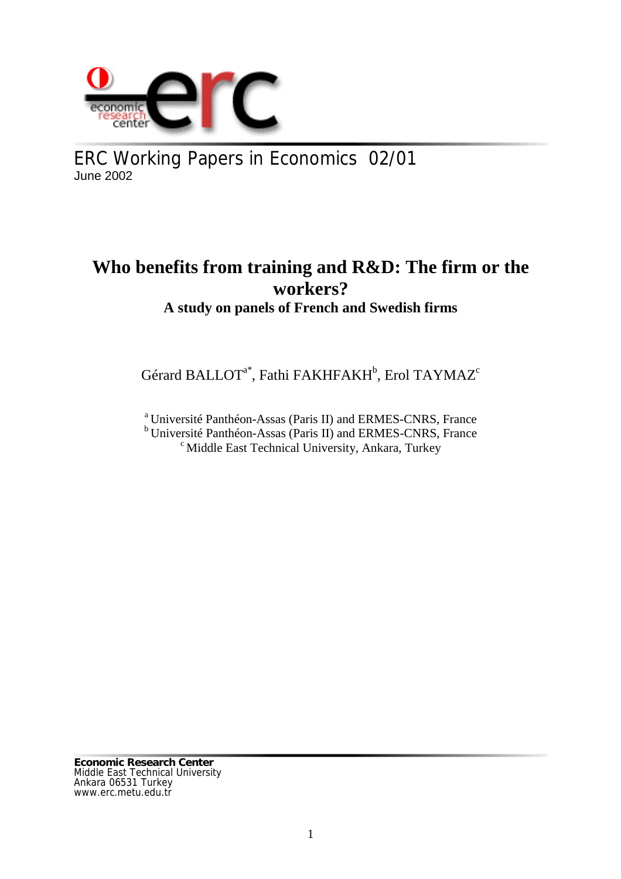ERC Working Papers in Economics 02/01

June 2002

# Who benefits from training and R&D: The firm or the workers?

### A study on panels of French and Swedish firms

Gérard BALLOT[a*], Fathi FAKHFAKH[b], Erol TAYMAZ[c]

[a] Université Panthéon-Assas (Paris II) and ERMES-CNRS, France
[b] Université Panthéon-Assas (Paris II) and ERMES-CNRS, France
[c] Middle East Technical University, Ankara, Turkey

**Economic Research Center**
Middle East Technical University
Ankara 06531 Turkey
www.erc.metu.edu.tr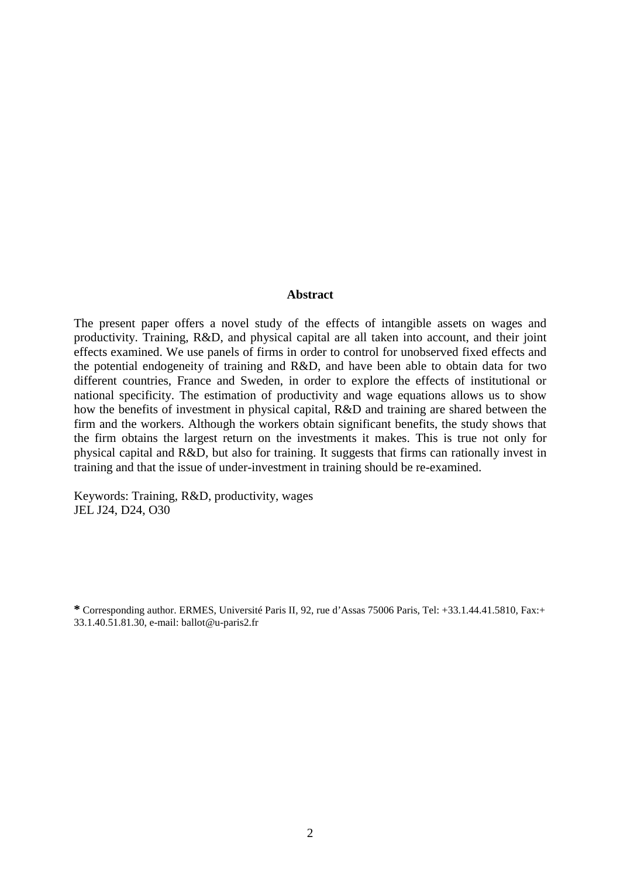**Abstract**

The present paper offers a novel study of the effects of intangible assets on wages and productivity. Training, R&D, and physical capital are all taken into account, and their joint effects examined. We use panels of firms in order to control for unobserved fixed effects and the potential endogeneity of training and R&D, and have been able to obtain data for two different countries, France and Sweden, in order to explore the effects of institutional or national specificity. The estimation of productivity and wage equations allows us to show how the benefits of investment in physical capital, R&D and training are shared between the firm and the workers. Although the workers obtain significant benefits, the study shows that the firm obtains the largest return on the investments it makes. This is true not only for physical capital and R&D, but also for training. It suggests that firms can rationally invest in training and that the issue of under-investment in training should be re-examined.

Keywords: Training, R&D, productivity, wages
JEL J24, D24, O30

**\*** Corresponding author. ERMES, Université Paris II, 92, rue d'Assas 75006 Paris, Tel: +33.1.44.41.5810, Fax:+ 33.1.40.51.81.30, e-mail: ballot@u-paris2.fr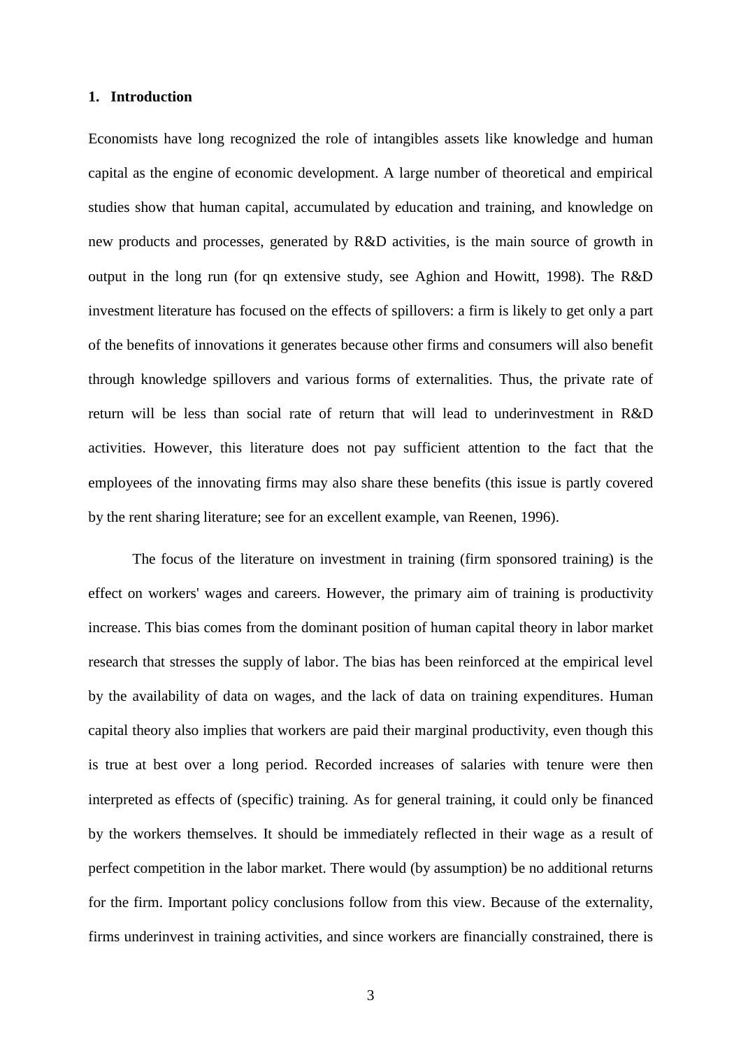## 1. Introduction

Economists have long recognized the role of intangibles assets like knowledge and human capital as the engine of economic development. A large number of theoretical and empirical studies show that human capital, accumulated by education and training, and knowledge on new products and processes, generated by R&D activities, is the main source of growth in output in the long run (for qn extensive study, see Aghion and Howitt, 1998). The R&D investment literature has focused on the effects of spillovers: a firm is likely to get only a part of the benefits of innovations it generates because other firms and consumers will also benefit through knowledge spillovers and various forms of externalities. Thus, the private rate of return will be less than social rate of return that will lead to underinvestment in R&D activities. However, this literature does not pay sufficient attention to the fact that the employees of the innovating firms may also share these benefits (this issue is partly covered by the rent sharing literature; see for an excellent example, van Reenen, 1996).

The focus of the literature on investment in training (firm sponsored training) is the effect on workers' wages and careers. However, the primary aim of training is productivity increase. This bias comes from the dominant position of human capital theory in labor market research that stresses the supply of labor. The bias has been reinforced at the empirical level by the availability of data on wages, and the lack of data on training expenditures. Human capital theory also implies that workers are paid their marginal productivity, even though this is true at best over a long period. Recorded increases of salaries with tenure were then interpreted as effects of (specific) training. As for general training, it could only be financed by the workers themselves. It should be immediately reflected in their wage as a result of perfect competition in the labor market. There would (by assumption) be no additional returns for the firm. Important policy conclusions follow from this view. Because of the externality, firms underinvest in training activities, and since workers are financially constrained, there is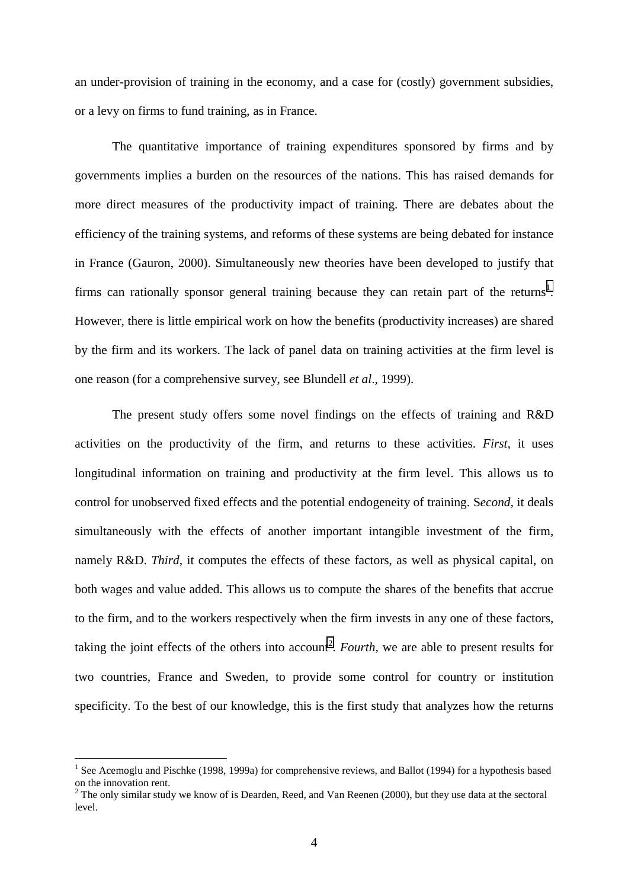an under-provision of training in the economy, and a case for (costly) government subsidies, or a levy on firms to fund training, as in France.

The quantitative importance of training expenditures sponsored by firms and by governments implies a burden on the resources of the nations. This has raised demands for more direct measures of the productivity impact of training. There are debates about the efficiency of the training systems, and reforms of these systems are being debated for instance in France (Gauron, 2000). Simultaneously new theories have been developed to justify that firms can rationally sponsor general training because they can retain part of the returns[1]. However, there is little empirical work on how the benefits (productivity increases) are shared by the firm and its workers. The lack of panel data on training activities at the firm level is one reason (for a comprehensive survey, see Blundell *et al*., 1999).

The present study offers some novel findings on the effects of training and R&D activities on the productivity of the firm, and returns to these activities. *First*, it uses longitudinal information on training and productivity at the firm level. This allows us to control for unobserved fixed effects and the potential endogeneity of training. S*econd*, it deals simultaneously with the effects of another important intangible investment of the firm, namely R&D. *Third*, it computes the effects of these factors, as well as physical capital, on both wages and value added. This allows us to compute the shares of the benefits that accrue to the firm, and to the workers respectively when the firm invests in any one of these factors, taking the joint effects of the others into account[2]. *Fourth*, we are able to present results for two countries, France and Sweden, to provide some control for country or institution specificity. To the best of our knowledge, this is the first study that analyzes how the returns

---

[1] See Acemoglu and Pischke (1998, 1999a) for comprehensive reviews, and Ballot (1994) for a hypothesis based on the innovation rent.

[2] The only similar study we know of is Dearden, Reed, and Van Reenen (2000), but they use data at the sectoral level.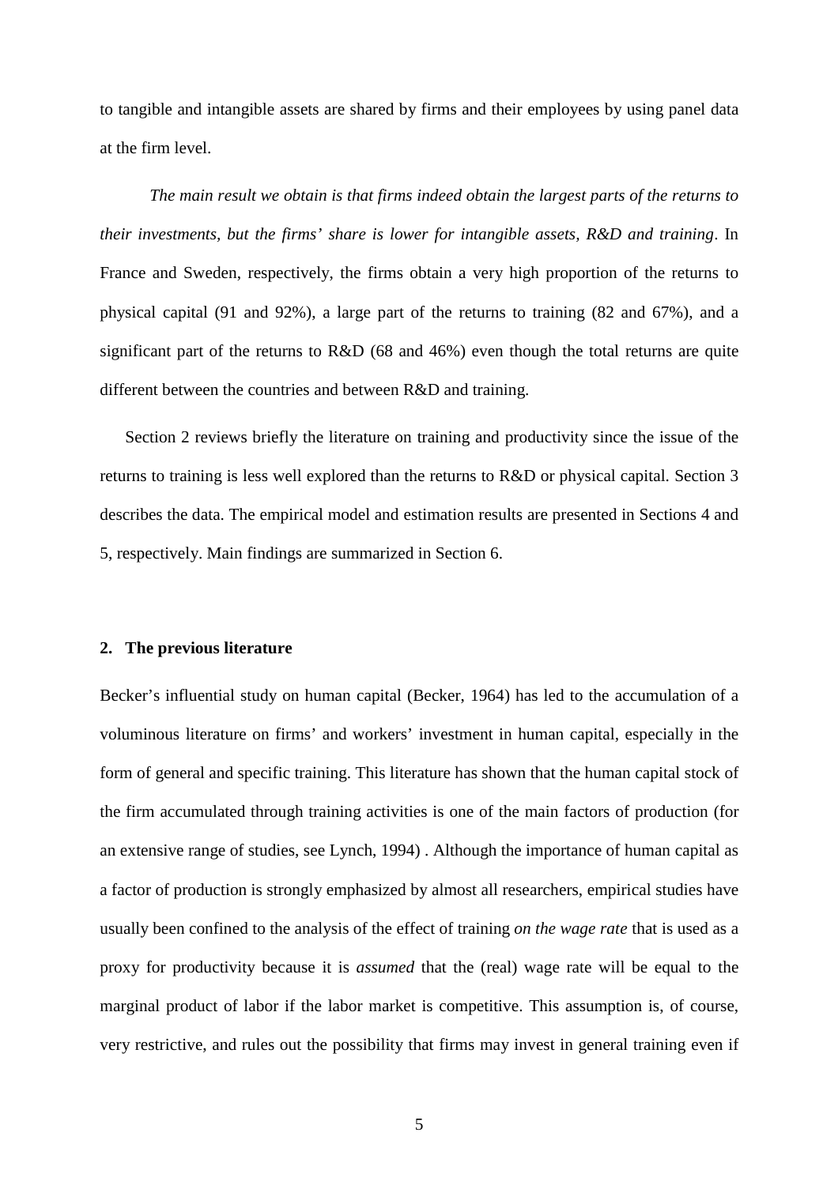to tangible and intangible assets are shared by firms and their employees by using panel data at the firm level.

*The main result we obtain is that firms indeed obtain the largest parts of the returns to their investments, but the firms' share is lower for intangible assets, R&D and training*. In France and Sweden, respectively, the firms obtain a very high proportion of the returns to physical capital (91 and 92%), a large part of the returns to training (82 and 67%), and a significant part of the returns to R&D (68 and 46%) even though the total returns are quite different between the countries and between R&D and training.

Section 2 reviews briefly the literature on training and productivity since the issue of the returns to training is less well explored than the returns to R&D or physical capital. Section 3 describes the data. The empirical model and estimation results are presented in Sections 4 and 5, respectively. Main findings are summarized in Section 6.

## 2. The previous literature

Becker's influential study on human capital (Becker, 1964) has led to the accumulation of a voluminous literature on firms' and workers' investment in human capital, especially in the form of general and specific training. This literature has shown that the human capital stock of the firm accumulated through training activities is one of the main factors of production (for an extensive range of studies, see Lynch, 1994) . Although the importance of human capital as a factor of production is strongly emphasized by almost all researchers, empirical studies have usually been confined to the analysis of the effect of training *on the wage rate* that is used as a proxy for productivity because it is *assumed* that the (real) wage rate will be equal to the marginal product of labor if the labor market is competitive. This assumption is, of course, very restrictive, and rules out the possibility that firms may invest in general training even if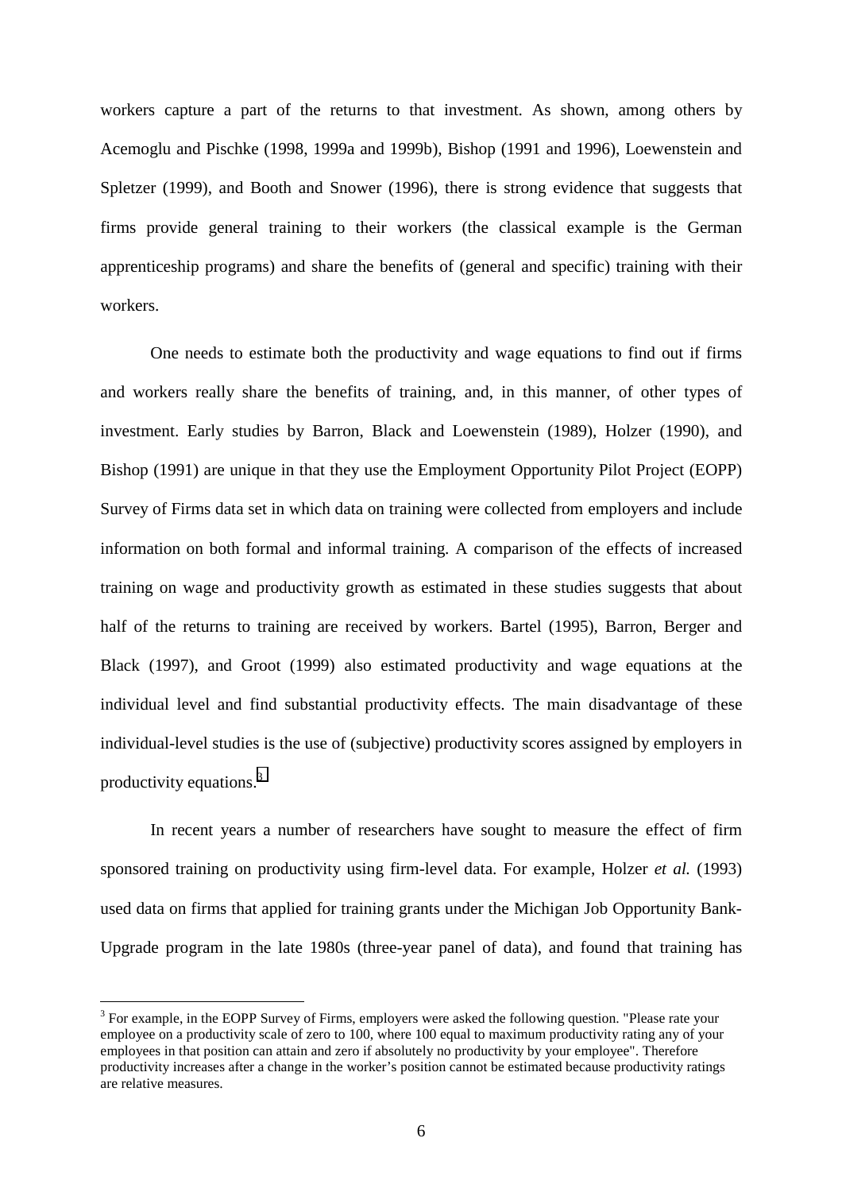workers capture a part of the returns to that investment. As shown, among others by Acemoglu and Pischke (1998, 1999a and 1999b), Bishop (1991 and 1996), Loewenstein and Spletzer (1999), and Booth and Snower (1996), there is strong evidence that suggests that firms provide general training to their workers (the classical example is the German apprenticeship programs) and share the benefits of (general and specific) training with their workers.

One needs to estimate both the productivity and wage equations to find out if firms and workers really share the benefits of training, and, in this manner, of other types of investment. Early studies by Barron, Black and Loewenstein (1989), Holzer (1990), and Bishop (1991) are unique in that they use the Employment Opportunity Pilot Project (EOPP) Survey of Firms data set in which data on training were collected from employers and include information on both formal and informal training. A comparison of the effects of increased training on wage and productivity growth as estimated in these studies suggests that about half of the returns to training are received by workers. Bartel (1995), Barron, Berger and Black (1997), and Groot (1999) also estimated productivity and wage equations at the individual level and find substantial productivity effects. The main disadvantage of these individual-level studies is the use of (subjective) productivity scores assigned by employers in productivity equations.[3]

In recent years a number of researchers have sought to measure the effect of firm sponsored training on productivity using firm-level data. For example, Holzer *et al.* (1993) used data on firms that applied for training grants under the Michigan Job Opportunity Bank-Upgrade program in the late 1980s (three-year panel of data), and found that training has

[3] For example, in the EOPP Survey of Firms, employers were asked the following question. "Please rate your employee on a productivity scale of zero to 100, where 100 equal to maximum productivity rating any of your employees in that position can attain and zero if absolutely no productivity by your employee". Therefore productivity increases after a change in the worker's position cannot be estimated because productivity ratings are relative measures.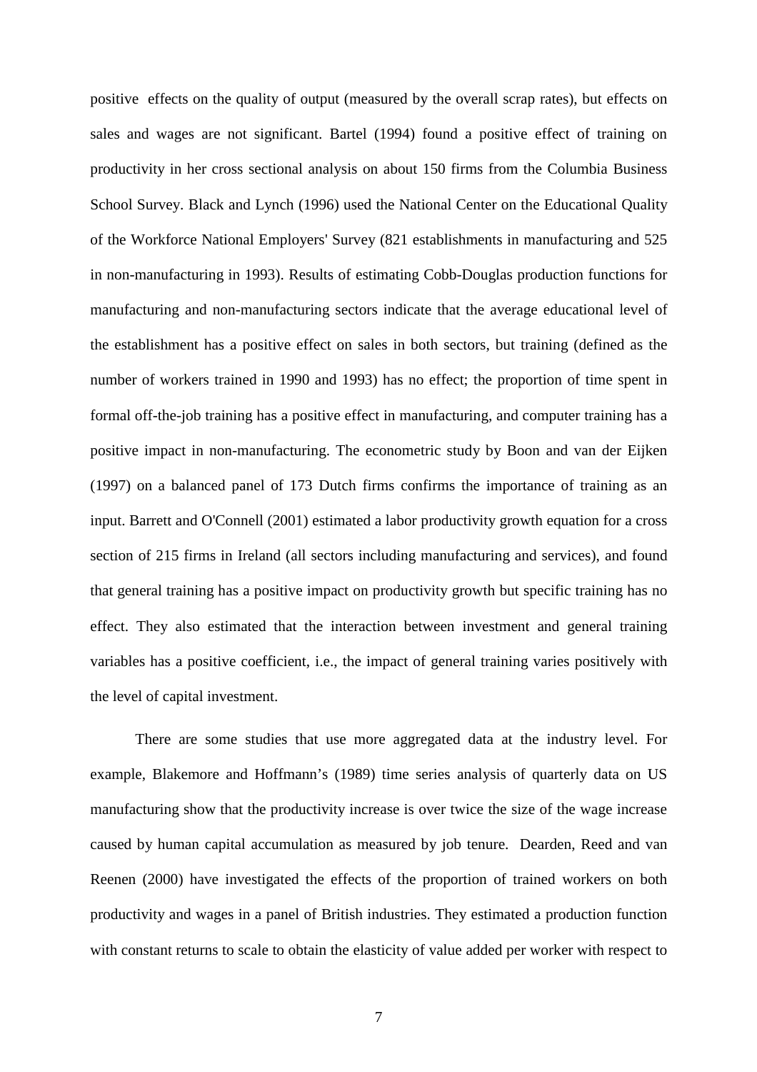positive effects on the quality of output (measured by the overall scrap rates), but effects on sales and wages are not significant. Bartel (1994) found a positive effect of training on productivity in her cross sectional analysis on about 150 firms from the Columbia Business School Survey. Black and Lynch (1996) used the National Center on the Educational Quality of the Workforce National Employers' Survey (821 establishments in manufacturing and 525 in non-manufacturing in 1993). Results of estimating Cobb-Douglas production functions for manufacturing and non-manufacturing sectors indicate that the average educational level of the establishment has a positive effect on sales in both sectors, but training (defined as the number of workers trained in 1990 and 1993) has no effect; the proportion of time spent in formal off-the-job training has a positive effect in manufacturing, and computer training has a positive impact in non-manufacturing. The econometric study by Boon and van der Eijken (1997) on a balanced panel of 173 Dutch firms confirms the importance of training as an input. Barrett and O'Connell (2001) estimated a labor productivity growth equation for a cross section of 215 firms in Ireland (all sectors including manufacturing and services), and found that general training has a positive impact on productivity growth but specific training has no effect. They also estimated that the interaction between investment and general training variables has a positive coefficient, i.e., the impact of general training varies positively with the level of capital investment.

There are some studies that use more aggregated data at the industry level. For example, Blakemore and Hoffmann's (1989) time series analysis of quarterly data on US manufacturing show that the productivity increase is over twice the size of the wage increase caused by human capital accumulation as measured by job tenure. Dearden, Reed and van Reenen (2000) have investigated the effects of the proportion of trained workers on both productivity and wages in a panel of British industries. They estimated a production function with constant returns to scale to obtain the elasticity of value added per worker with respect to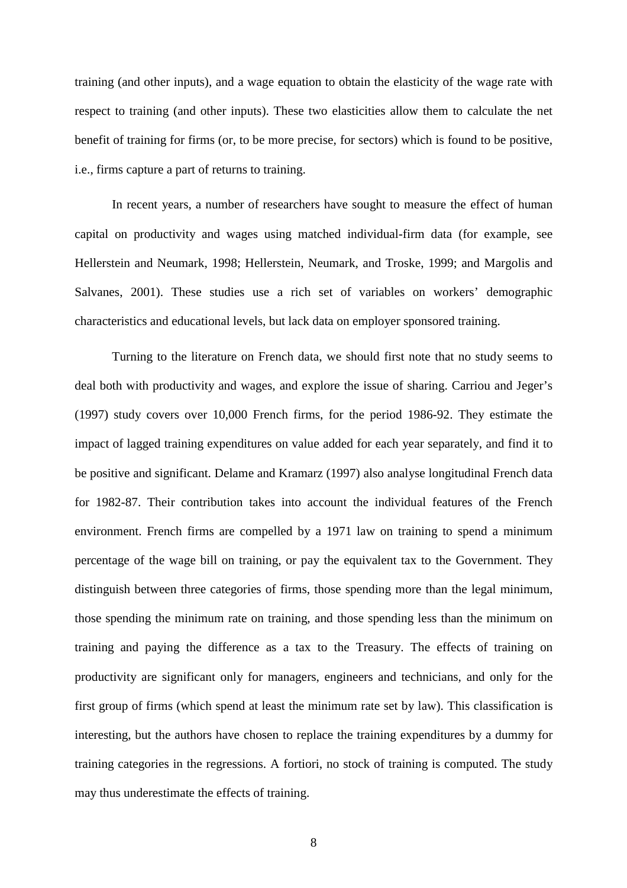training (and other inputs), and a wage equation to obtain the elasticity of the wage rate with respect to training (and other inputs). These two elasticities allow them to calculate the net benefit of training for firms (or, to be more precise, for sectors) which is found to be positive, i.e., firms capture a part of returns to training.

In recent years, a number of researchers have sought to measure the effect of human capital on productivity and wages using matched individual-firm data (for example, see Hellerstein and Neumark, 1998; Hellerstein, Neumark, and Troske, 1999; and Margolis and Salvanes, 2001). These studies use a rich set of variables on workers' demographic characteristics and educational levels, but lack data on employer sponsored training.

Turning to the literature on French data, we should first note that no study seems to deal both with productivity and wages, and explore the issue of sharing. Carriou and Jeger's (1997) study covers over 10,000 French firms, for the period 1986-92. They estimate the impact of lagged training expenditures on value added for each year separately, and find it to be positive and significant. Delame and Kramarz (1997) also analyse longitudinal French data for 1982-87. Their contribution takes into account the individual features of the French environment. French firms are compelled by a 1971 law on training to spend a minimum percentage of the wage bill on training, or pay the equivalent tax to the Government. They distinguish between three categories of firms, those spending more than the legal minimum, those spending the minimum rate on training, and those spending less than the minimum on training and paying the difference as a tax to the Treasury. The effects of training on productivity are significant only for managers, engineers and technicians, and only for the first group of firms (which spend at least the minimum rate set by law). This classification is interesting, but the authors have chosen to replace the training expenditures by a dummy for training categories in the regressions. A fortiori, no stock of training is computed. The study may thus underestimate the effects of training.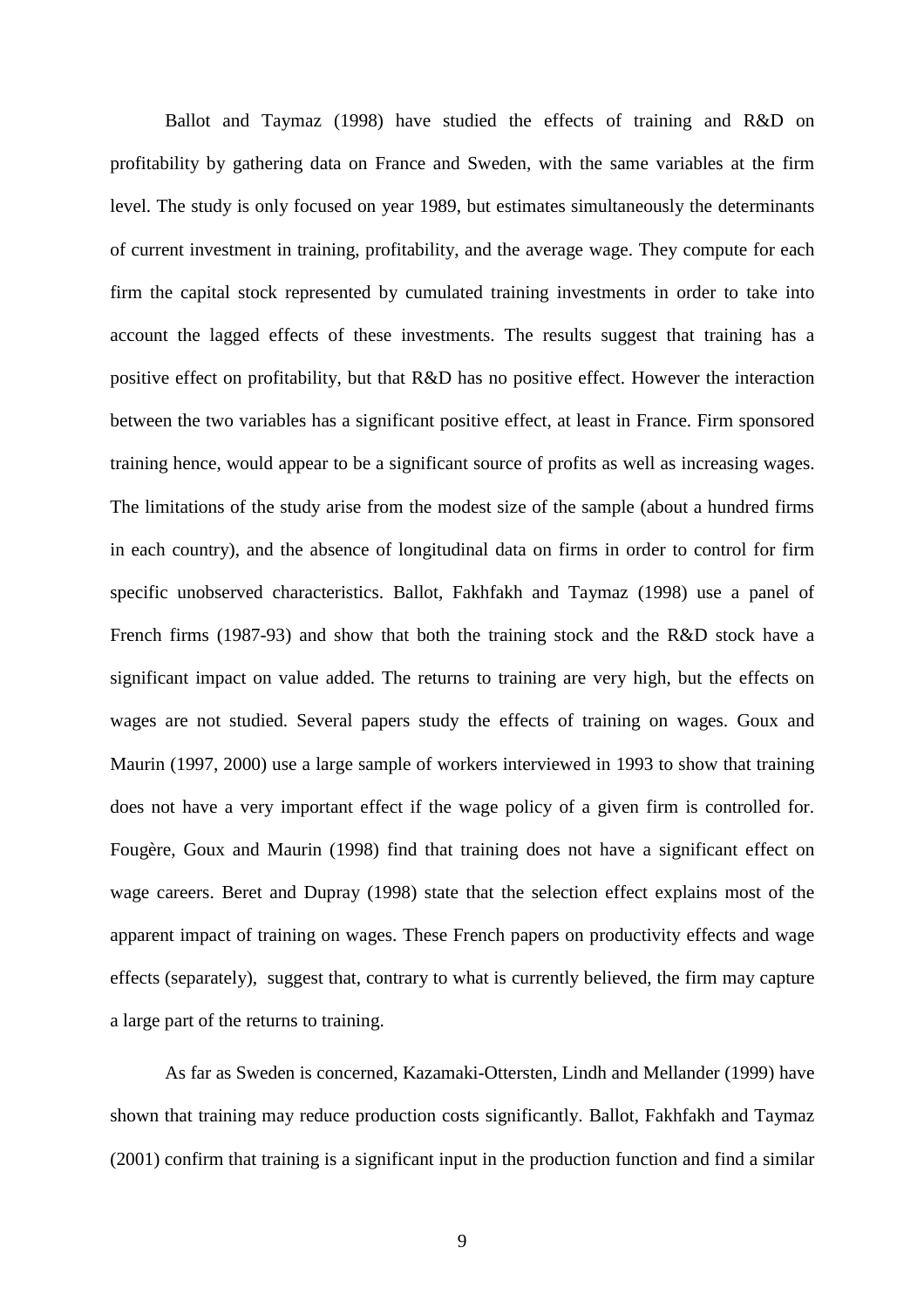Ballot and Taymaz (1998) have studied the effects of training and R&D on profitability by gathering data on France and Sweden, with the same variables at the firm level. The study is only focused on year 1989, but estimates simultaneously the determinants of current investment in training, profitability, and the average wage. They compute for each firm the capital stock represented by cumulated training investments in order to take into account the lagged effects of these investments. The results suggest that training has a positive effect on profitability, but that R&D has no positive effect. However the interaction between the two variables has a significant positive effect, at least in France. Firm sponsored training hence, would appear to be a significant source of profits as well as increasing wages. The limitations of the study arise from the modest size of the sample (about a hundred firms in each country), and the absence of longitudinal data on firms in order to control for firm specific unobserved characteristics. Ballot, Fakhfakh and Taymaz (1998) use a panel of French firms (1987-93) and show that both the training stock and the R&D stock have a significant impact on value added. The returns to training are very high, but the effects on wages are not studied. Several papers study the effects of training on wages. Goux and Maurin (1997, 2000) use a large sample of workers interviewed in 1993 to show that training does not have a very important effect if the wage policy of a given firm is controlled for. Fougère, Goux and Maurin (1998) find that training does not have a significant effect on wage careers. Beret and Dupray (1998) state that the selection effect explains most of the apparent impact of training on wages. These French papers on productivity effects and wage effects (separately), suggest that, contrary to what is currently believed, the firm may capture a large part of the returns to training.

As far as Sweden is concerned, Kazamaki-Ottersten, Lindh and Mellander (1999) have shown that training may reduce production costs significantly. Ballot, Fakhfakh and Taymaz (2001) confirm that training is a significant input in the production function and find a similar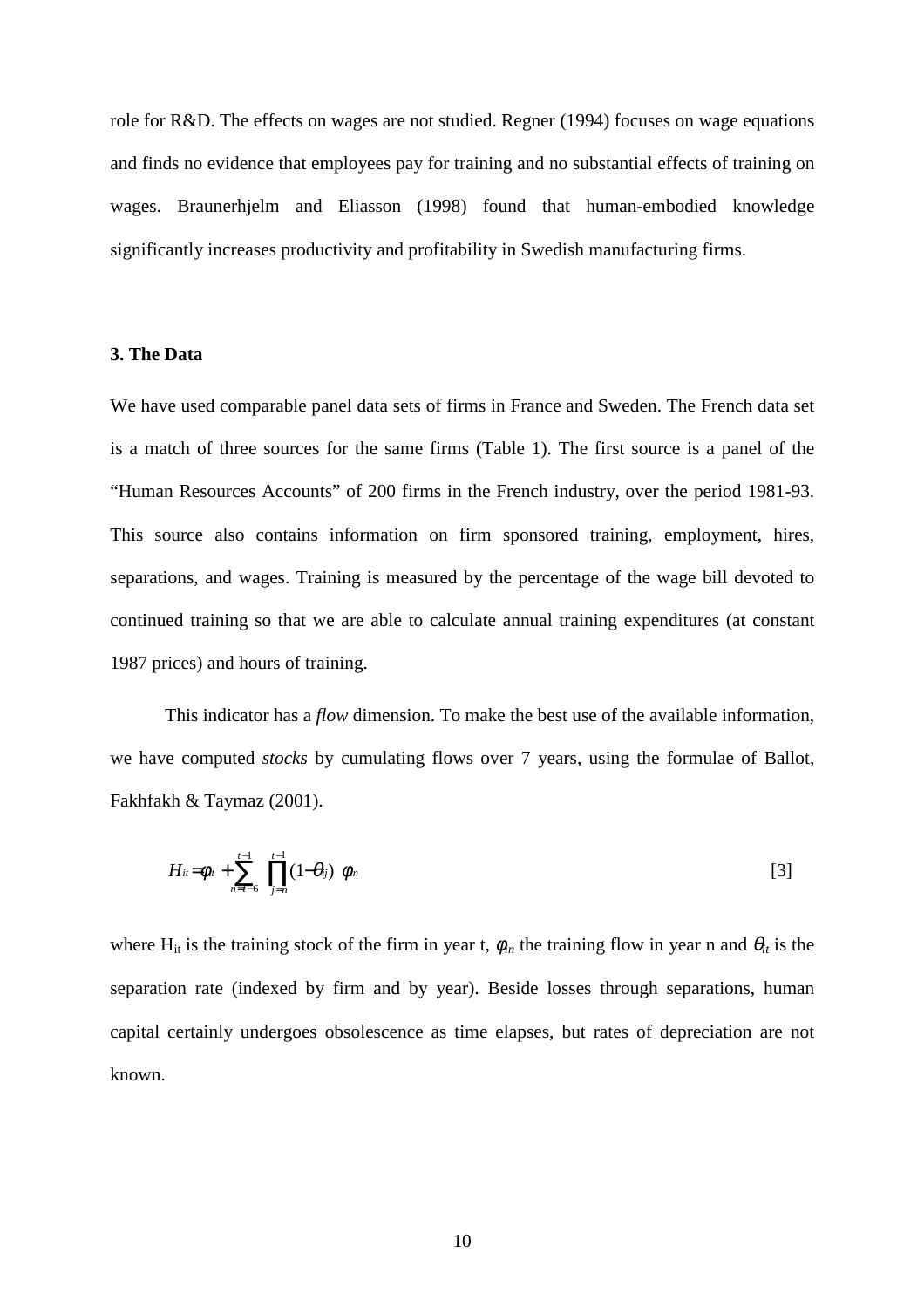role for R&D. The effects on wages are not studied. Regner (1994) focuses on wage equations and finds no evidence that employees pay for training and no substantial effects of training on wages. Braunerhjelm and Eliasson (1998) found that human-embodied knowledge significantly increases productivity and profitability in Swedish manufacturing firms.

### 3. The Data

We have used comparable panel data sets of firms in France and Sweden. The French data set is a match of three sources for the same firms (Table 1). The first source is a panel of the "Human Resources Accounts" of 200 firms in the French industry, over the period 1981-93. This source also contains information on firm sponsored training, employment, hires, separations, and wages. Training is measured by the percentage of the wage bill devoted to continued training so that we are able to calculate annual training expenditures (at constant 1987 prices) and hours of training.

This indicator has a *flow* dimension. To make the best use of the available information, we have computed *stocks* by cumulating flows over 7 years, using the formulae of Ballot, Fakhfakh & Taymaz (2001).

$$H_{it} = \phi_{it} + \sum_{n=t-6}^{t-1} \prod_{j=n}^{t-1} (1 - \theta_{ij}) \ \phi_{in} \qquad [3]$$

where $H_{it}$ is the training stock of the firm in year t, $\phi_{in}$ the training flow in year n and $\theta_{it}$ is the separation rate (indexed by firm and by year). Beside losses through separations, human capital certainly undergoes obsolescence as time elapses, but rates of depreciation are not known.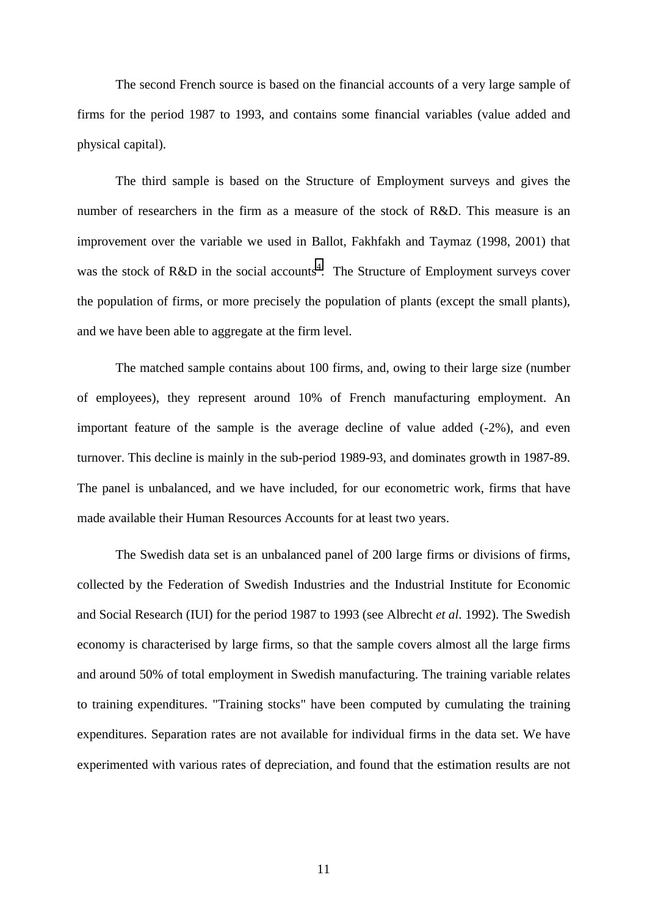The second French source is based on the financial accounts of a very large sample of firms for the period 1987 to 1993, and contains some financial variables (value added and physical capital).

The third sample is based on the Structure of Employment surveys and gives the number of researchers in the firm as a measure of the stock of R&D. This measure is an improvement over the variable we used in Ballot, Fakhfakh and Taymaz (1998, 2001) that was the stock of R&D in the social accounts[4]. The Structure of Employment surveys cover the population of firms, or more precisely the population of plants (except the small plants), and we have been able to aggregate at the firm level.

The matched sample contains about 100 firms, and, owing to their large size (number of employees), they represent around 10% of French manufacturing employment. An important feature of the sample is the average decline of value added (-2%), and even turnover. This decline is mainly in the sub-period 1989-93, and dominates growth in 1987-89. The panel is unbalanced, and we have included, for our econometric work, firms that have made available their Human Resources Accounts for at least two years.

The Swedish data set is an unbalanced panel of 200 large firms or divisions of firms, collected by the Federation of Swedish Industries and the Industrial Institute for Economic and Social Research (IUI) for the period 1987 to 1993 (see Albrecht *et al.* 1992). The Swedish economy is characterised by large firms, so that the sample covers almost all the large firms and around 50% of total employment in Swedish manufacturing. The training variable relates to training expenditures. "Training stocks" have been computed by cumulating the training expenditures. Separation rates are not available for individual firms in the data set. We have experimented with various rates of depreciation, and found that the estimation results are not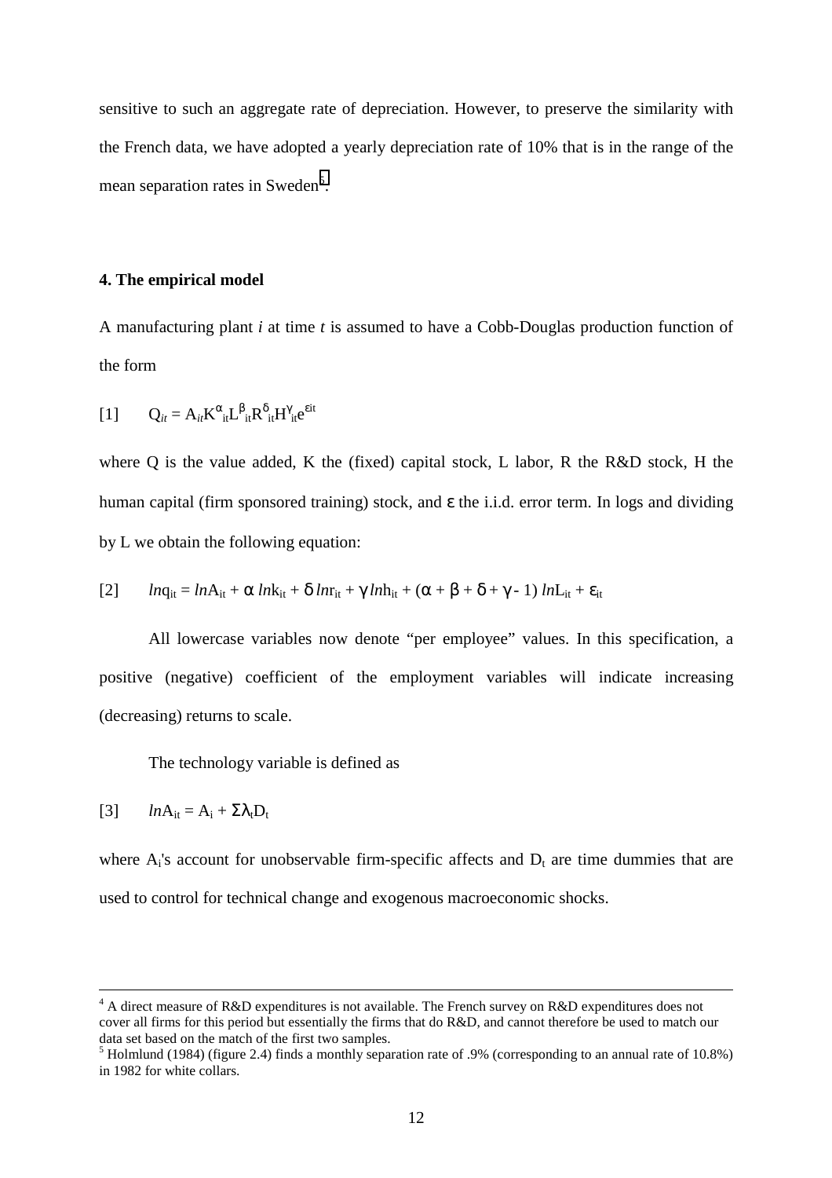sensitive to such an aggregate rate of depreciation. However, to preserve the similarity with the French data, we have adopted a yearly depreciation rate of 10% that is in the range of the mean separation rates in Sweden[5].

## 4. The empirical model

A manufacturing plant *i* at time *t* is assumed to have a Cobb-Douglas production function of the form

$$[1] \qquad Q_{it} = A_{it}K^{\alpha}_{it}L^{\beta}_{it}R^{\delta}_{it}H^{\gamma}_{it}e^{\varepsilon it}$$

where Q is the value added, K the (fixed) capital stock, L labor, R the R&D stock, H the human capital (firm sponsored training) stock, and $\varepsilon$ the i.i.d. error term. In logs and dividing by L we obtain the following equation:

$$[2] \qquad ln q_{it} = ln A_{it} + \alpha\, ln k_{it} + \delta\, ln r_{it} + \gamma\, ln h_{it} + (\alpha + \beta + \delta + \gamma - 1)\, ln L_{it} + \varepsilon_{it}$$

All lowercase variables now denote "per employee" values. In this specification, a positive (negative) coefficient of the employment variables will indicate increasing (decreasing) returns to scale.

The technology variable is defined as

$$[3] \qquad ln A_{it} = A_i + \Sigma\lambda_t D_t$$

where $A_i$'s account for unobservable firm-specific affects and $D_t$ are time dummies that are used to control for technical change and exogenous macroeconomic shocks.

---

[4] A direct measure of R&D expenditures is not available. The French survey on R&D expenditures does not cover all firms for this period but essentially the firms that do R&D, and cannot therefore be used to match our data set based on the match of the first two samples.

[5] Holmlund (1984) (figure 2.4) finds a monthly separation rate of .9% (corresponding to an annual rate of 10.8%) in 1982 for white collars.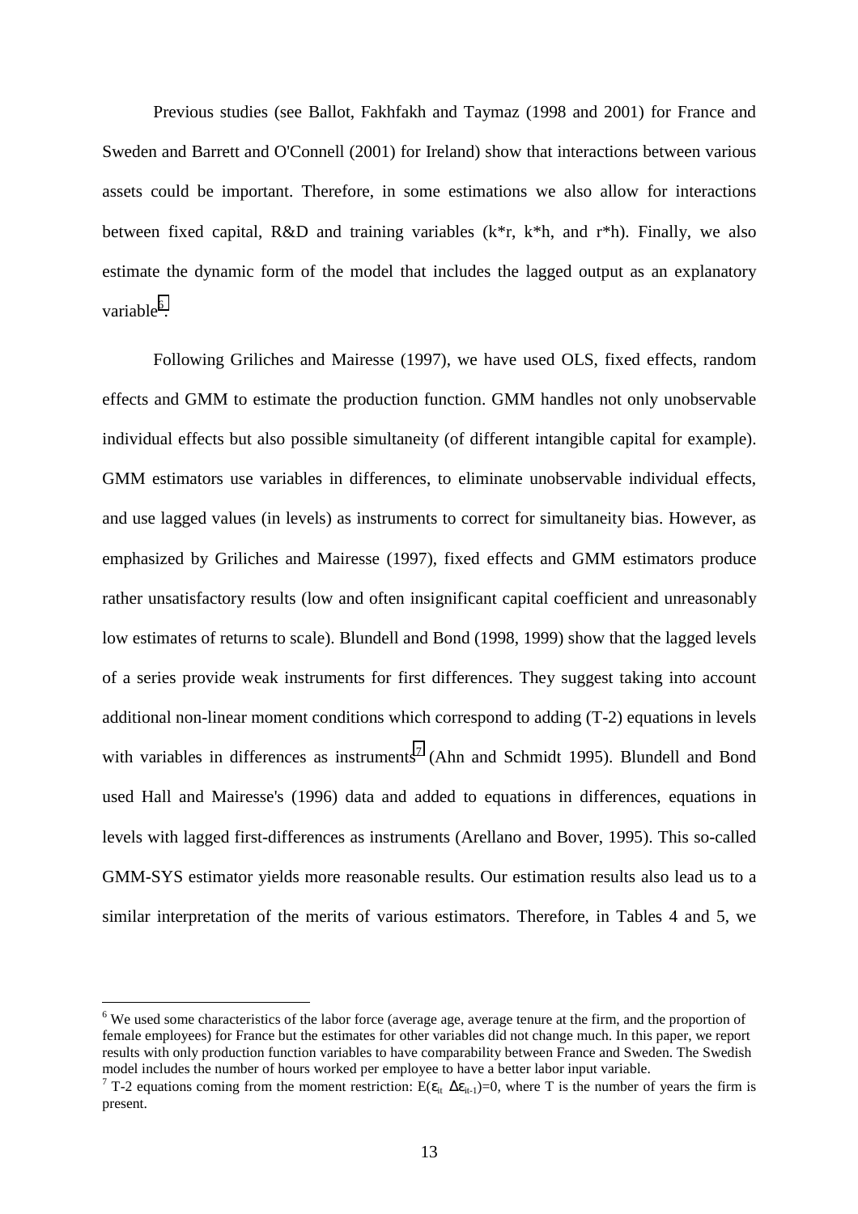Previous studies (see Ballot, Fakhfakh and Taymaz (1998 and 2001) for France and Sweden and Barrett and O'Connell (2001) for Ireland) show that interactions between various assets could be important. Therefore, in some estimations we also allow for interactions between fixed capital, R&D and training variables (k*r, k*h, and r*h). Finally, we also estimate the dynamic form of the model that includes the lagged output as an explanatory variable[6].

Following Griliches and Mairesse (1997), we have used OLS, fixed effects, random effects and GMM to estimate the production function. GMM handles not only unobservable individual effects but also possible simultaneity (of different intangible capital for example). GMM estimators use variables in differences, to eliminate unobservable individual effects, and use lagged values (in levels) as instruments to correct for simultaneity bias. However, as emphasized by Griliches and Mairesse (1997), fixed effects and GMM estimators produce rather unsatisfactory results (low and often insignificant capital coefficient and unreasonably low estimates of returns to scale). Blundell and Bond (1998, 1999) show that the lagged levels of a series provide weak instruments for first differences. They suggest taking into account additional non-linear moment conditions which correspond to adding (T-2) equations in levels with variables in differences as instruments[7] (Ahn and Schmidt 1995). Blundell and Bond used Hall and Mairesse's (1996) data and added to equations in differences, equations in levels with lagged first-differences as instruments (Arellano and Bover, 1995). This so-called GMM-SYS estimator yields more reasonable results. Our estimation results also lead us to a similar interpretation of the merits of various estimators. Therefore, in Tables 4 and 5, we

---

[6] We used some characteristics of the labor force (average age, average tenure at the firm, and the proportion of female employees) for France but the estimates for other variables did not change much. In this paper, we report results with only production function variables to have comparability between France and Sweden. The Swedish model includes the number of hours worked per employee to have a better labor input variable.

[7] T-2 equations coming from the moment restriction: $E(\varepsilon_{it}\ \Delta\varepsilon_{it-1})=0$, where T is the number of years the firm is present.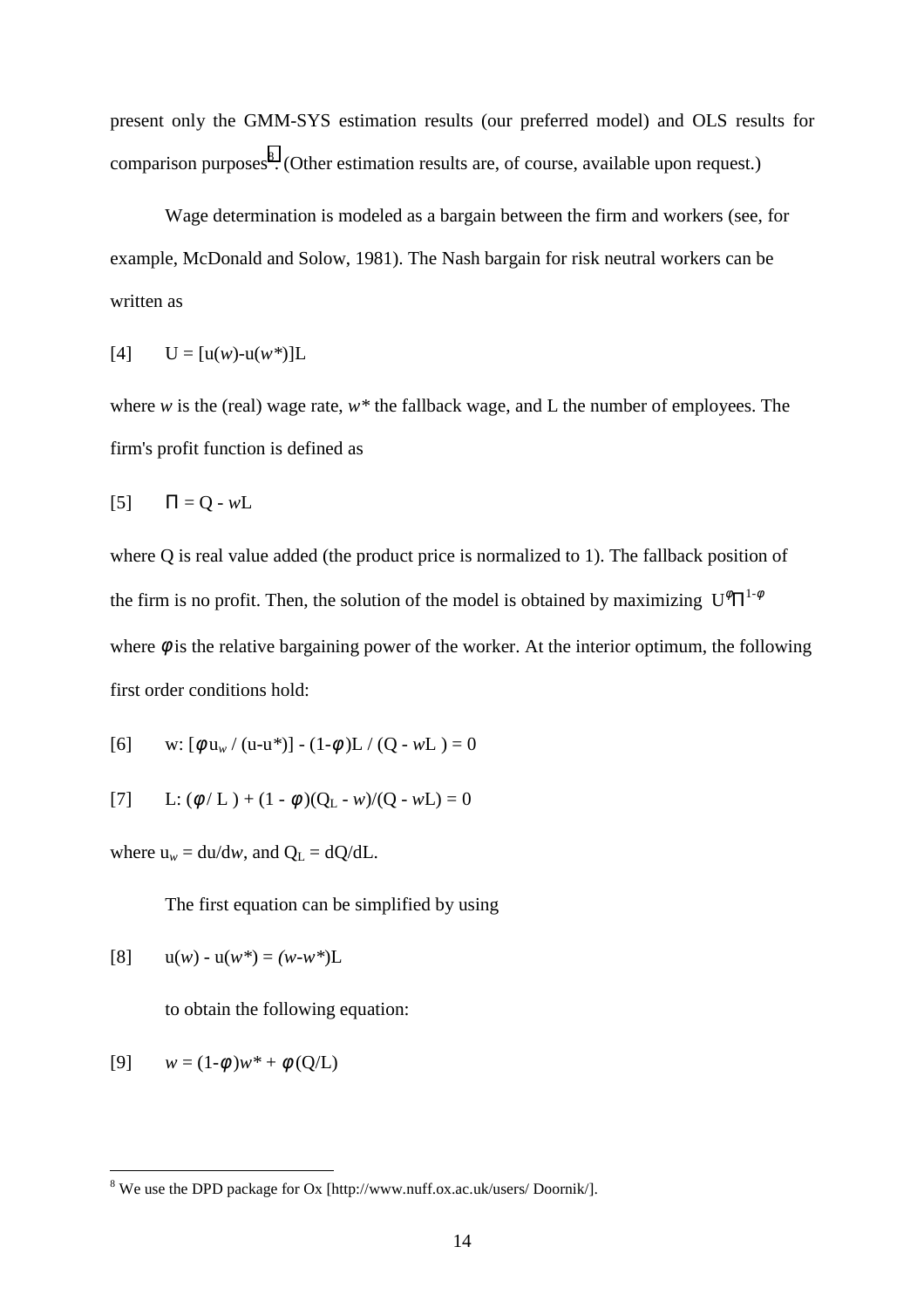present only the GMM-SYS estimation results (our preferred model) and OLS results for comparison purposes[8]. (Other estimation results are, of course, available upon request.)

Wage determination is modeled as a bargain between the firm and workers (see, for example, McDonald and Solow, 1981). The Nash bargain for risk neutral workers can be written as

$$[4] \qquad U = [u(w) - u(w^*)]L$$

where $w$ is the (real) wage rate, $w^*$ the fallback wage, and L the number of employees. The firm's profit function is defined as

$$[5] \qquad \Pi = Q - wL$$

where Q is real value added (the product price is normalized to 1). The fallback position of the firm is no profit. Then, the solution of the model is obtained by maximizing $U^{\phi}\Pi^{1-\phi}$ where $\phi$ is the relative bargaining power of the worker. At the interior optimum, the following first order conditions hold:

$$[6] \qquad w: [\phi u_w / (u - u^*)] - (1-\phi)L / (Q - wL) = 0$$

$$[7] \qquad L: (\phi / L) + (1 - \phi)(Q_L - w)/(Q - wL) = 0$$

where $u_w = du/dw$, and $Q_L = dQ/dL$.

The first equation can be simplified by using

$$[8] \qquad u(w) - u(w^*) = (w - w^*)L$$

to obtain the following equation:

$$[9] \qquad w = (1-\phi)w^* + \phi(Q/L)$$

[8] We use the DPD package for Ox [http://www.nuff.ox.ac.uk/users/ Doornik/].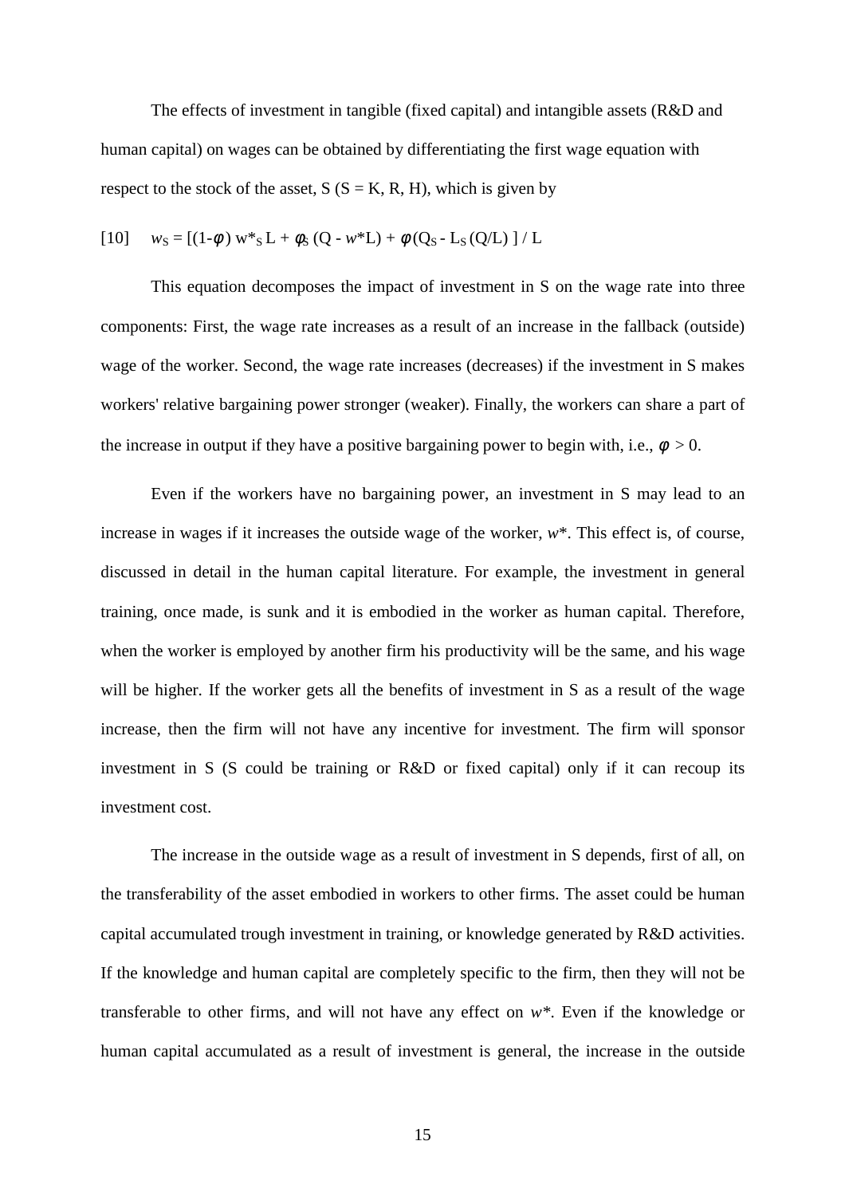The effects of investment in tangible (fixed capital) and intangible assets (R&D and human capital) on wages can be obtained by differentiating the first wage equation with respect to the stock of the asset, S (S = K, R, H), which is given by

$$[10] \quad w_S = [(1-\phi)\, w^*_S\, L + \phi_S\, (Q - w^*L) + \phi\, (Q_S - L_S\, (Q/L)\, ] / L$$

This equation decomposes the impact of investment in S on the wage rate into three components: First, the wage rate increases as a result of an increase in the fallback (outside) wage of the worker. Second, the wage rate increases (decreases) if the investment in S makes workers' relative bargaining power stronger (weaker). Finally, the workers can share a part of the increase in output if they have a positive bargaining power to begin with, i.e., $\phi > 0$.

Even if the workers have no bargaining power, an investment in S may lead to an increase in wages if it increases the outside wage of the worker, $w^*$. This effect is, of course, discussed in detail in the human capital literature. For example, the investment in general training, once made, is sunk and it is embodied in the worker as human capital. Therefore, when the worker is employed by another firm his productivity will be the same, and his wage will be higher. If the worker gets all the benefits of investment in S as a result of the wage increase, then the firm will not have any incentive for investment. The firm will sponsor investment in S (S could be training or R&D or fixed capital) only if it can recoup its investment cost.

The increase in the outside wage as a result of investment in S depends, first of all, on the transferability of the asset embodied in workers to other firms. The asset could be human capital accumulated trough investment in training, or knowledge generated by R&D activities. If the knowledge and human capital are completely specific to the firm, then they will not be transferable to other firms, and will not have any effect on $w^*$. Even if the knowledge or human capital accumulated as a result of investment is general, the increase in the outside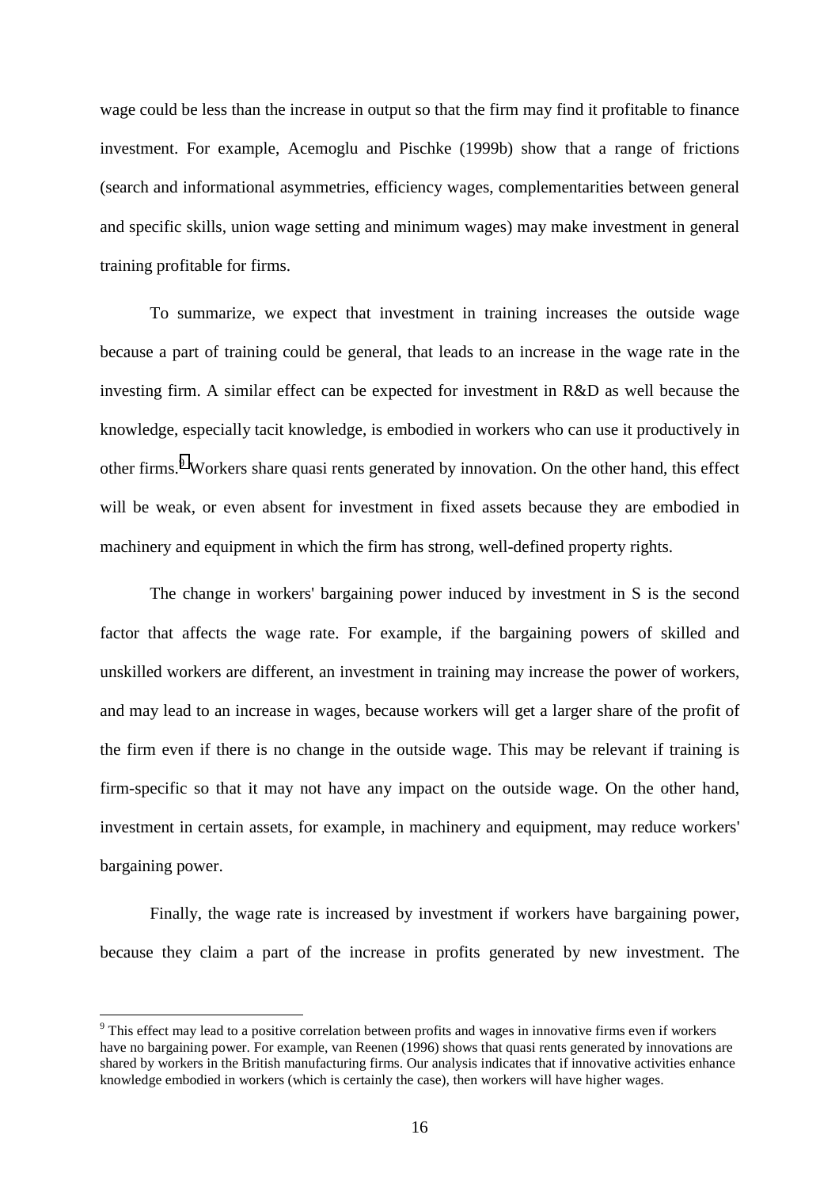wage could be less than the increase in output so that the firm may find it profitable to finance investment. For example, Acemoglu and Pischke (1999b) show that a range of frictions (search and informational asymmetries, efficiency wages, complementarities between general and specific skills, union wage setting and minimum wages) may make investment in general training profitable for firms.

To summarize, we expect that investment in training increases the outside wage because a part of training could be general, that leads to an increase in the wage rate in the investing firm. A similar effect can be expected for investment in R&D as well because the knowledge, especially tacit knowledge, is embodied in workers who can use it productively in other firms.[9] Workers share quasi rents generated by innovation. On the other hand, this effect will be weak, or even absent for investment in fixed assets because they are embodied in machinery and equipment in which the firm has strong, well-defined property rights.

The change in workers' bargaining power induced by investment in S is the second factor that affects the wage rate. For example, if the bargaining powers of skilled and unskilled workers are different, an investment in training may increase the power of workers, and may lead to an increase in wages, because workers will get a larger share of the profit of the firm even if there is no change in the outside wage. This may be relevant if training is firm-specific so that it may not have any impact on the outside wage. On the other hand, investment in certain assets, for example, in machinery and equipment, may reduce workers' bargaining power.

Finally, the wage rate is increased by investment if workers have bargaining power, because they claim a part of the increase in profits generated by new investment. The

---

[9] This effect may lead to a positive correlation between profits and wages in innovative firms even if workers have no bargaining power. For example, van Reenen (1996) shows that quasi rents generated by innovations are shared by workers in the British manufacturing firms. Our analysis indicates that if innovative activities enhance knowledge embodied in workers (which is certainly the case), then workers will have higher wages.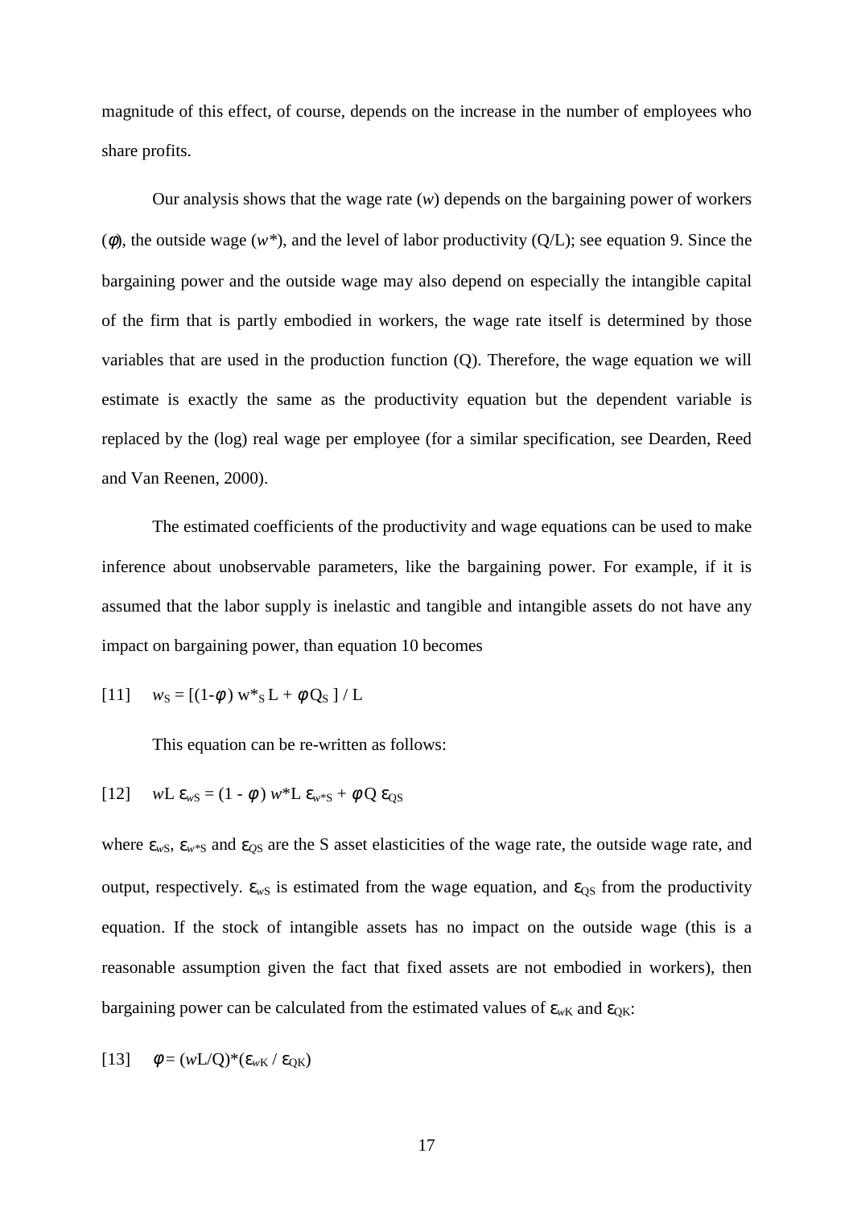magnitude of this effect, of course, depends on the increase in the number of employees who share profits.

Our analysis shows that the wage rate ($w$) depends on the bargaining power of workers ($\phi$), the outside wage ($w^*$), and the level of labor productivity (Q/L); see equation 9. Since the bargaining power and the outside wage may also depend on especially the intangible capital of the firm that is partly embodied in workers, the wage rate itself is determined by those variables that are used in the production function (Q). Therefore, the wage equation we will estimate is exactly the same as the productivity equation but the dependent variable is replaced by the (log) real wage per employee (for a similar specification, see Dearden, Reed and Van Reenen, 2000).

The estimated coefficients of the productivity and wage equations can be used to make inference about unobservable parameters, like the bargaining power. For example, if it is assumed that the labor supply is inelastic and tangible and intangible assets do not have any impact on bargaining power, than equation 10 becomes

$$[11] \quad w_S = [(1-\phi)\, w^*_S\, L + \phi\, Q_S\,] \,/\, L$$

This equation can be re-written as follows:

$$[12] \quad wL\, \varepsilon_{wS} = (1 - \phi)\, w^*L\, \varepsilon_{w^*S} + \phi\, Q\, \varepsilon_{QS}$$

where $\varepsilon_{wS}$, $\varepsilon_{w^*S}$ and $\varepsilon_{QS}$ are the S asset elasticities of the wage rate, the outside wage rate, and output, respectively. $\varepsilon_{wS}$ is estimated from the wage equation, and $\varepsilon_{QS}$ from the productivity equation. If the stock of intangible assets has no impact on the outside wage (this is a reasonable assumption given the fact that fixed assets are not embodied in workers), then bargaining power can be calculated from the estimated values of $\varepsilon_{wK}$ and $\varepsilon_{QK}$:

$$[13] \quad \phi = (wL/Q)*(\varepsilon_{wK} \,/\, \varepsilon_{QK})$$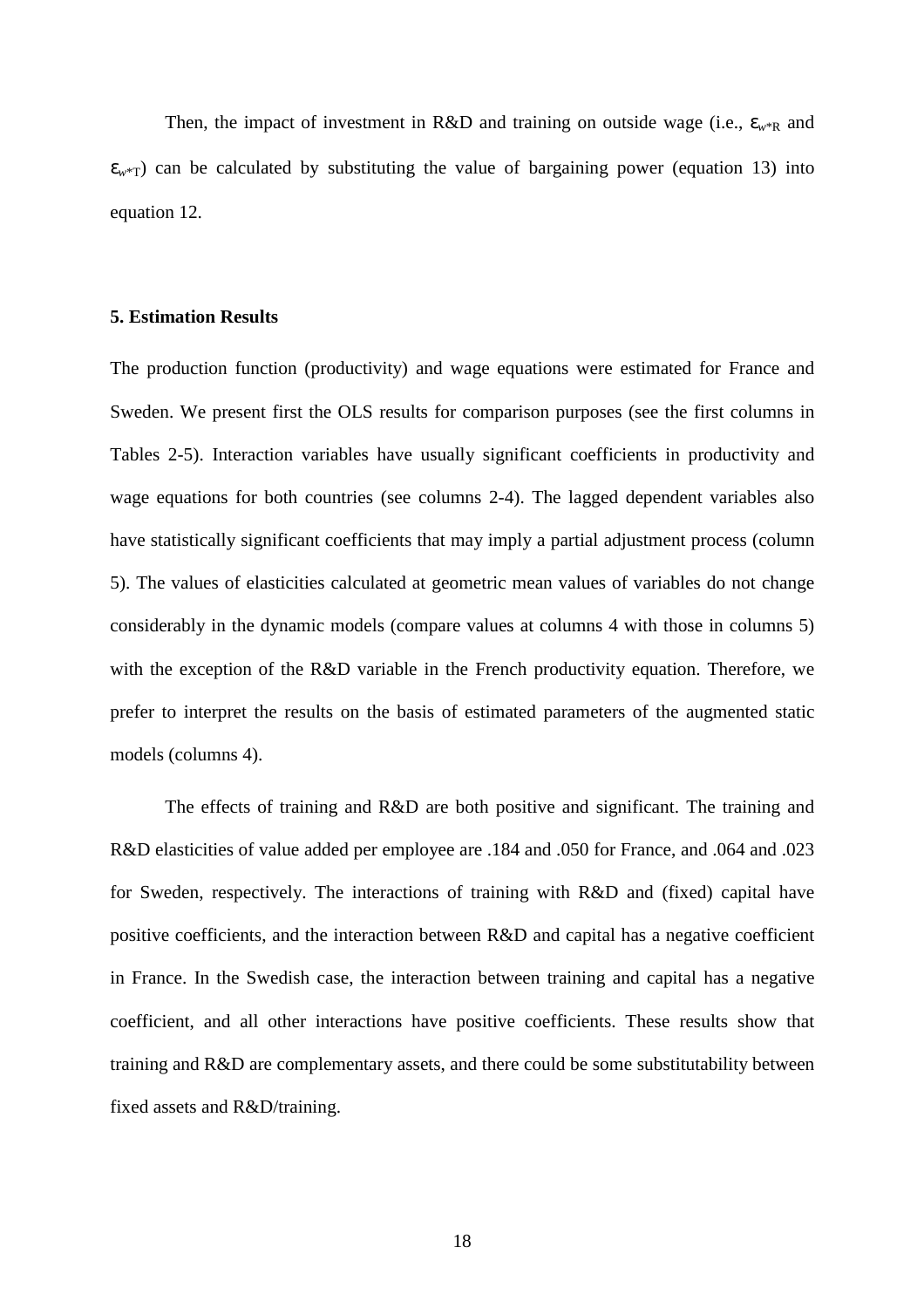Then, the impact of investment in R&D and training on outside wage (i.e., $\varepsilon_{w^*R}$ and $\varepsilon_{w^*T}$) can be calculated by substituting the value of bargaining power (equation 13) into equation 12.

### 5. Estimation Results

The production function (productivity) and wage equations were estimated for France and Sweden. We present first the OLS results for comparison purposes (see the first columns in Tables 2-5). Interaction variables have usually significant coefficients in productivity and wage equations for both countries (see columns 2-4). The lagged dependent variables also have statistically significant coefficients that may imply a partial adjustment process (column 5). The values of elasticities calculated at geometric mean values of variables do not change considerably in the dynamic models (compare values at columns 4 with those in columns 5) with the exception of the R&D variable in the French productivity equation. Therefore, we prefer to interpret the results on the basis of estimated parameters of the augmented static models (columns 4).

The effects of training and R&D are both positive and significant. The training and R&D elasticities of value added per employee are .184 and .050 for France, and .064 and .023 for Sweden, respectively. The interactions of training with R&D and (fixed) capital have positive coefficients, and the interaction between R&D and capital has a negative coefficient in France. In the Swedish case, the interaction between training and capital has a negative coefficient, and all other interactions have positive coefficients. These results show that training and R&D are complementary assets, and there could be some substitutability between fixed assets and R&D/training.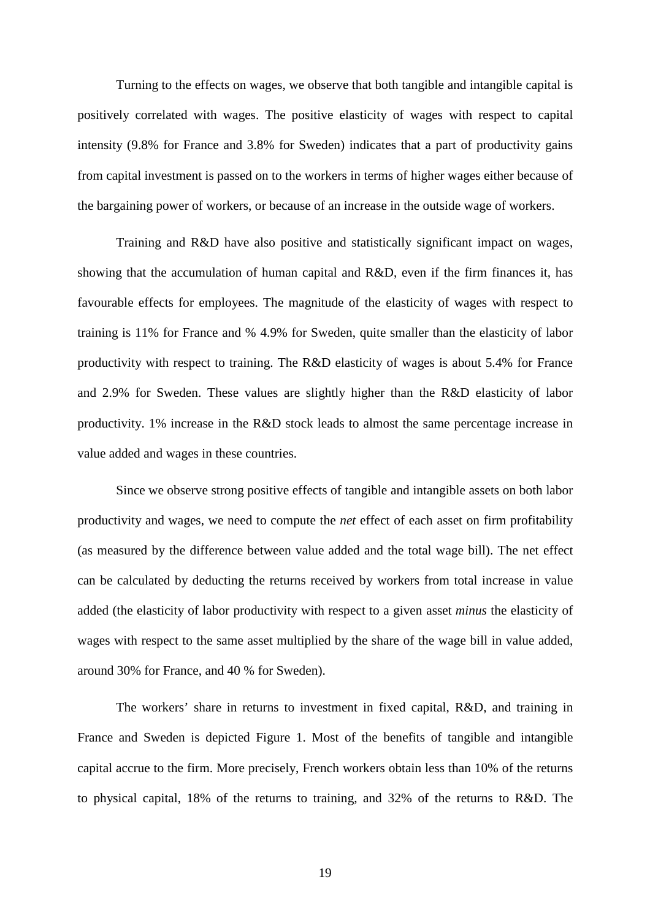Turning to the effects on wages, we observe that both tangible and intangible capital is positively correlated with wages. The positive elasticity of wages with respect to capital intensity (9.8% for France and 3.8% for Sweden) indicates that a part of productivity gains from capital investment is passed on to the workers in terms of higher wages either because of the bargaining power of workers, or because of an increase in the outside wage of workers.

Training and R&D have also positive and statistically significant impact on wages, showing that the accumulation of human capital and R&D, even if the firm finances it, has favourable effects for employees. The magnitude of the elasticity of wages with respect to training is 11% for France and % 4.9% for Sweden, quite smaller than the elasticity of labor productivity with respect to training. The R&D elasticity of wages is about 5.4% for France and 2.9% for Sweden. These values are slightly higher than the R&D elasticity of labor productivity. 1% increase in the R&D stock leads to almost the same percentage increase in value added and wages in these countries.

Since we observe strong positive effects of tangible and intangible assets on both labor productivity and wages, we need to compute the *net* effect of each asset on firm profitability (as measured by the difference between value added and the total wage bill). The net effect can be calculated by deducting the returns received by workers from total increase in value added (the elasticity of labor productivity with respect to a given asset *minus* the elasticity of wages with respect to the same asset multiplied by the share of the wage bill in value added, around 30% for France, and 40 % for Sweden).

The workers' share in returns to investment in fixed capital, R&D, and training in France and Sweden is depicted Figure 1. Most of the benefits of tangible and intangible capital accrue to the firm. More precisely, French workers obtain less than 10% of the returns to physical capital, 18% of the returns to training, and 32% of the returns to R&D. The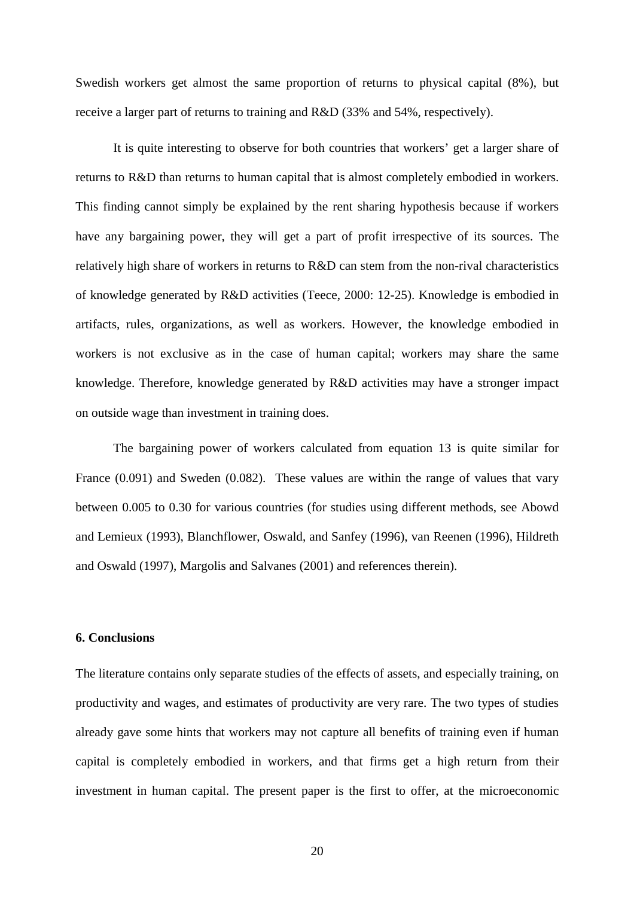Swedish workers get almost the same proportion of returns to physical capital (8%), but receive a larger part of returns to training and R&D (33% and 54%, respectively).

It is quite interesting to observe for both countries that workers' get a larger share of returns to R&D than returns to human capital that is almost completely embodied in workers. This finding cannot simply be explained by the rent sharing hypothesis because if workers have any bargaining power, they will get a part of profit irrespective of its sources. The relatively high share of workers in returns to R&D can stem from the non-rival characteristics of knowledge generated by R&D activities (Teece, 2000: 12-25). Knowledge is embodied in artifacts, rules, organizations, as well as workers. However, the knowledge embodied in workers is not exclusive as in the case of human capital; workers may share the same knowledge. Therefore, knowledge generated by R&D activities may have a stronger impact on outside wage than investment in training does.

The bargaining power of workers calculated from equation 13 is quite similar for France (0.091) and Sweden (0.082). These values are within the range of values that vary between 0.005 to 0.30 for various countries (for studies using different methods, see Abowd and Lemieux (1993), Blanchflower, Oswald, and Sanfey (1996), van Reenen (1996), Hildreth and Oswald (1997), Margolis and Salvanes (2001) and references therein).

## 6. Conclusions

The literature contains only separate studies of the effects of assets, and especially training, on productivity and wages, and estimates of productivity are very rare. The two types of studies already gave some hints that workers may not capture all benefits of training even if human capital is completely embodied in workers, and that firms get a high return from their investment in human capital. The present paper is the first to offer, at the microeconomic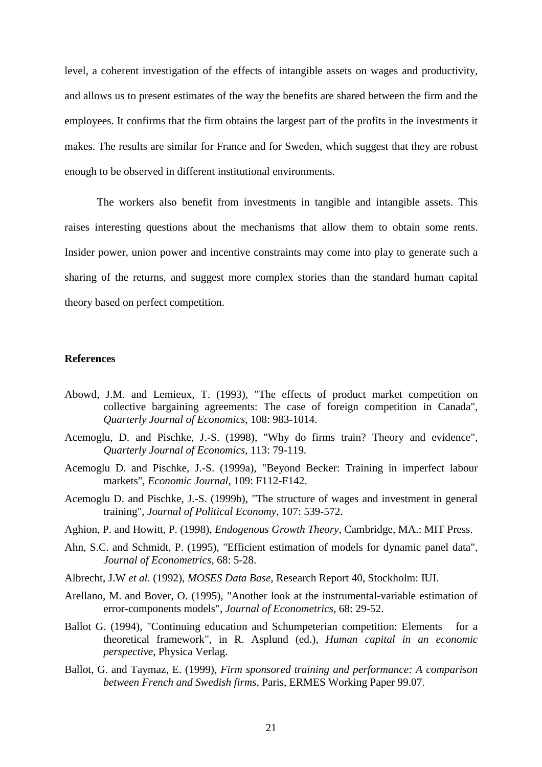level, a coherent investigation of the effects of intangible assets on wages and productivity, and allows us to present estimates of the way the benefits are shared between the firm and the employees. It confirms that the firm obtains the largest part of the profits in the investments it makes. The results are similar for France and for Sweden, which suggest that they are robust enough to be observed in different institutional environments.

The workers also benefit from investments in tangible and intangible assets. This raises interesting questions about the mechanisms that allow them to obtain some rents. Insider power, union power and incentive constraints may come into play to generate such a sharing of the returns, and suggest more complex stories than the standard human capital theory based on perfect competition.

## References

Abowd, J.M. and Lemieux, T. (1993), "The effects of product market competition on collective bargaining agreements: The case of foreign competition in Canada", *Quarterly Journal of Economics*, 108: 983-1014.

Acemoglu, D. and Pischke, J.-S. (1998), "Why do firms train? Theory and evidence", *Quarterly Journal of Economics*, 113: 79-119.

Acemoglu D. and Pischke, J.-S. (1999a), "Beyond Becker: Training in imperfect labour markets", *Economic Journal*, 109: F112-F142.

Acemoglu D. and Pischke, J.-S. (1999b), "The structure of wages and investment in general training", *Journal of Political Economy*, 107: 539-572.

Aghion, P. and Howitt, P. (1998), *Endogenous Growth Theory*, Cambridge, MA.: MIT Press.

Ahn, S.C. and Schmidt, P. (1995), "Efficient estimation of models for dynamic panel data", *Journal of Econometrics*, 68: 5-28.

Albrecht, J.W *et al.* (1992), *MOSES Data Base*, Research Report 40, Stockholm: IUI.

Arellano, M. and Bover, O. (1995), "Another look at the instrumental-variable estimation of error-components models", *Journal of Econometrics*, 68: 29-52.

Ballot G. (1994), "Continuing education and Schumpeterian competition: Elements for a theoretical framework", in R. Asplund (ed.), *Human capital in an economic perspective*, Physica Verlag.

Ballot, G. and Taymaz, E. (1999), *Firm sponsored training and performance: A comparison between French and Swedish firms*, Paris, ERMES Working Paper 99.07.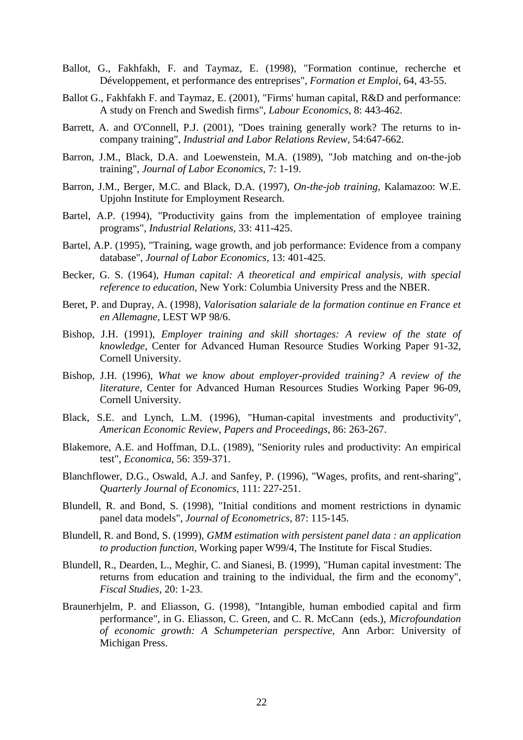Ballot, G., Fakhfakh, F. and Taymaz, E. (1998), "Formation continue, recherche et Développement, et performance des entreprises", *Formation et Emploi*, 64, 43-55.

Ballot G., Fakhfakh F. and Taymaz, E. (2001), "Firms' human capital, R&D and performance: A study on French and Swedish firms", *Labour Economics*, 8: 443-462.

Barrett, A. and O'Connell, P.J. (2001), "Does training generally work? The returns to in-company training", *Industrial and Labor Relations Review*, 54:647-662.

Barron, J.M., Black, D.A. and Loewenstein, M.A. (1989), "Job matching and on-the-job training", *Journal of Labor Economics*, 7: 1-19.

Barron, J.M., Berger, M.C. and Black, D.A. (1997), *On-the-job training*, Kalamazoo: W.E. Upjohn Institute for Employment Research.

Bartel, A.P. (1994), "Productivity gains from the implementation of employee training programs", *Industrial Relations*, 33: 411-425.

Bartel, A.P. (1995), "Training, wage growth, and job performance: Evidence from a company database", *Journal of Labor Economics*, 13: 401-425.

Becker, G. S. (1964), *Human capital: A theoretical and empirical analysis, with special reference to education*, New York: Columbia University Press and the NBER.

Beret, P. and Dupray, A. (1998), *Valorisation salariale de la formation continue en France et en Allemagne*, LEST WP 98/6.

Bishop, J.H. (1991), *Employer training and skill shortages: A review of the state of knowledge*, Center for Advanced Human Resource Studies Working Paper 91-32, Cornell University.

Bishop, J.H. (1996), *What we know about employer-provided training? A review of the literature*, Center for Advanced Human Resources Studies Working Paper 96-09, Cornell University.

Black, S.E. and Lynch, L.M. (1996), "Human-capital investments and productivity", *American Economic Review, Papers and Proceedings*, 86: 263-267.

Blakemore, A.E. and Hoffman, D.L. (1989), "Seniority rules and productivity: An empirical test", *Economica*, 56: 359-371.

Blanchflower, D.G., Oswald, A.J. and Sanfey, P. (1996), "Wages, profits, and rent-sharing", *Quarterly Journal of Economics*, 111: 227-251.

Blundell, R. and Bond, S. (1998), "Initial conditions and moment restrictions in dynamic panel data models", *Journal of Econometrics*, 87: 115-145.

Blundell, R. and Bond, S. (1999), *GMM estimation with persistent panel data : an application to production function*, Working paper W99/4, The Institute for Fiscal Studies.

Blundell, R., Dearden, L., Meghir, C. and Sianesi, B. (1999), "Human capital investment: The returns from education and training to the individual, the firm and the economy", *Fiscal Studies*, 20: 1-23.

Braunerhjelm, P. and Eliasson, G. (1998), "Intangible, human embodied capital and firm performance", in G. Eliasson, C. Green, and C. R. McCann (eds.), *Microfoundation of economic growth: A Schumpeterian perspective*, Ann Arbor: University of Michigan Press.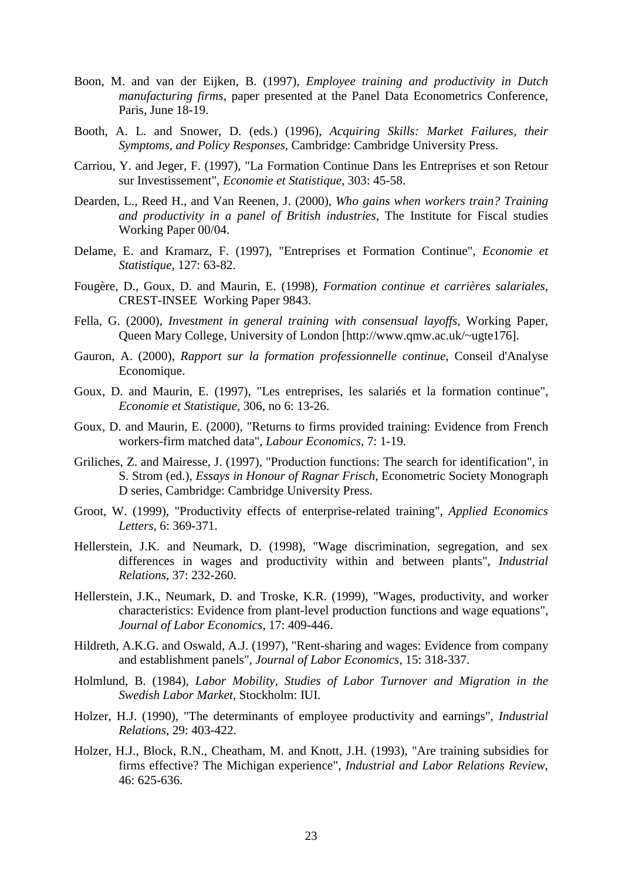Boon, M. and van der Eijken, B. (1997), *Employee training and productivity in Dutch manufacturing firms*, paper presented at the Panel Data Econometrics Conference, Paris, June 18-19.

Booth, A. L. and Snower, D. (eds.) (1996), *Acquiring Skills: Market Failures, their Symptoms, and Policy Responses*, Cambridge: Cambridge University Press.

Carriou, Y. and Jeger, F. (1997), "La Formation Continue Dans les Entreprises et son Retour sur Investissement", *Economie et Statistique*, 303: 45-58.

Dearden, L., Reed H., and Van Reenen, J. (2000), *Who gains when workers train? Training and productivity in a panel of British industries*, The Institute for Fiscal studies Working Paper 00/04.

Delame, E. and Kramarz, F. (1997), "Entreprises et Formation Continue", *Economie et Statistique*, 127: 63-82.

Fougère, D., Goux, D. and Maurin, E. (1998), *Formation continue et carrières salariales*, CREST-INSEE Working Paper 9843.

Fella, G. (2000), *Investment in general training with consensual layoffs*, Working Paper, Queen Mary College, University of London [http://www.qmw.ac.uk/~ugte176].

Gauron, A. (2000), *Rapport sur la formation professionnelle continue*, Conseil d'Analyse Economique.

Goux, D. and Maurin, E. (1997), "Les entreprises, les salariés et la formation continue", *Economie et Statistique*, 306, no 6: 13-26.

Goux, D. and Maurin, E. (2000), "Returns to firms provided training: Evidence from French workers-firm matched data", *Labour Economics*, 7: 1-19.

Griliches, Z. and Mairesse, J. (1997), "Production functions: The search for identification", in S. Strom (ed.), *Essays in Honour of Ragnar Frisch*, Econometric Society Monograph D series, Cambridge: Cambridge University Press.

Groot, W. (1999), "Productivity effects of enterprise-related training", *Applied Economics Letters*, 6: 369-371.

Hellerstein, J.K. and Neumark, D. (1998), "Wage discrimination, segregation, and sex differences in wages and productivity within and between plants", *Industrial Relations*, 37: 232-260.

Hellerstein, J.K., Neumark, D. and Troske, K.R. (1999), "Wages, productivity, and worker characteristics: Evidence from plant-level production functions and wage equations", *Journal of Labor Economics*, 17: 409-446.

Hildreth, A.K.G. and Oswald, A.J. (1997), "Rent-sharing and wages: Evidence from company and establishment panels", *Journal of Labor Economics*, 15: 318-337.

Holmlund, B. (1984), *Labor Mobility, Studies of Labor Turnover and Migration in the Swedish Labor Market*, Stockholm: IUI.

Holzer, H.J. (1990), "The determinants of employee productivity and earnings", *Industrial Relations*, 29: 403-422.

Holzer, H.J., Block, R.N., Cheatham, M. and Knott, J.H. (1993), "Are training subsidies for firms effective? The Michigan experience", *Industrial and Labor Relations Review*, 46: 625-636.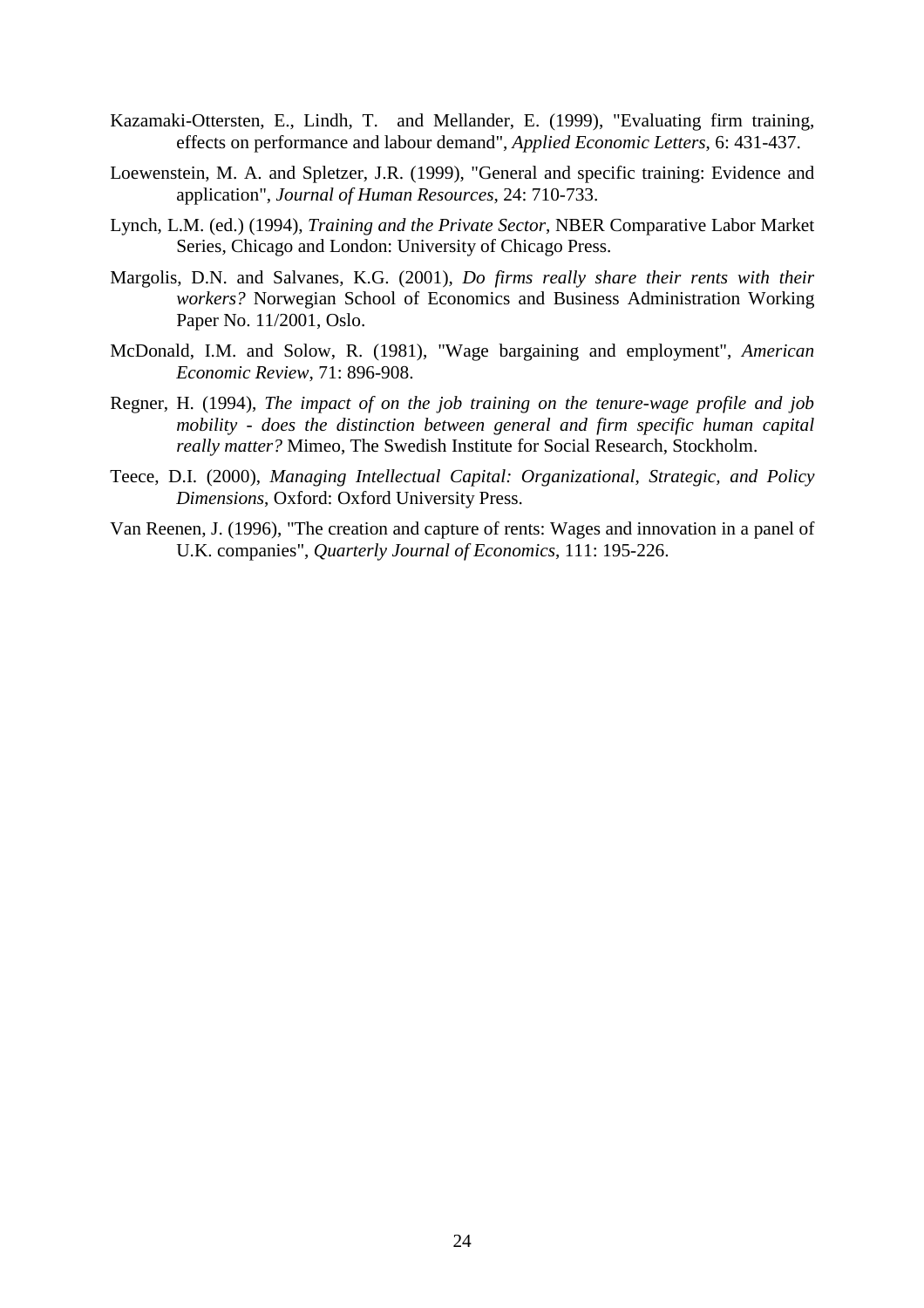Kazamaki-Ottersten, E., Lindh, T. and Mellander, E. (1999), "Evaluating firm training, effects on performance and labour demand", *Applied Economic Letters*, 6: 431-437.

Loewenstein, M. A. and Spletzer, J.R. (1999), "General and specific training: Evidence and application", *Journal of Human Resources*, 24: 710-733.

Lynch, L.M. (ed.) (1994), *Training and the Private Sector*, NBER Comparative Labor Market Series, Chicago and London: University of Chicago Press.

Margolis, D.N. and Salvanes, K.G. (2001), *Do firms really share their rents with their workers?* Norwegian School of Economics and Business Administration Working Paper No. 11/2001, Oslo.

McDonald, I.M. and Solow, R. (1981), "Wage bargaining and employment", *American Economic Review*, 71: 896-908.

Regner, H. (1994), *The impact of on the job training on the tenure-wage profile and job mobility - does the distinction between general and firm specific human capital really matter?* Mimeo, The Swedish Institute for Social Research, Stockholm.

Teece, D.I. (2000), *Managing Intellectual Capital: Organizational, Strategic, and Policy Dimensions*, Oxford: Oxford University Press.

Van Reenen, J. (1996), "The creation and capture of rents: Wages and innovation in a panel of U.K. companies", *Quarterly Journal of Economics*, 111: 195-226.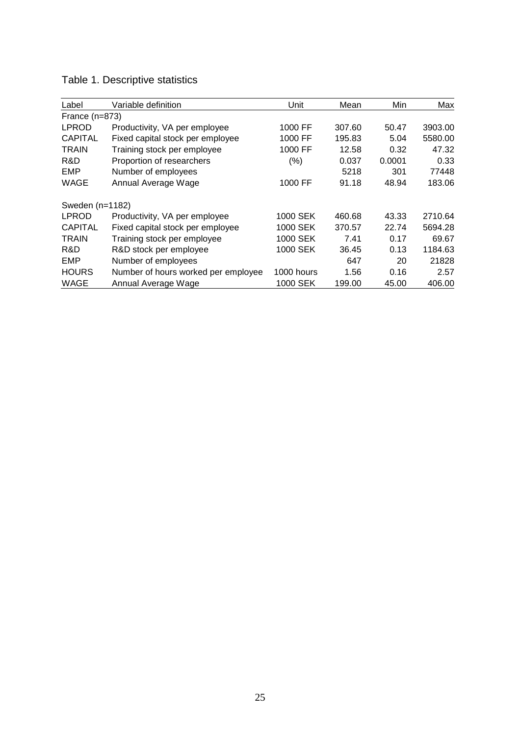Table 1. Descriptive statistics

| Label | Variable definition | Unit | Mean | Min | Max |
|---|---|---|---|---|---|
| France (n=873) | | | | | |
| LPROD | Productivity, VA per employee | 1000 FF | 307.60 | 50.47 | 3903.00 |
| CAPITAL | Fixed capital stock per employee | 1000 FF | 195.83 | 5.04 | 5580.00 |
| TRAIN | Training stock per employee | 1000 FF | 12.58 | 0.32 | 47.32 |
| R&D | Proportion of researchers | (%) | 0.037 | 0.0001 | 0.33 |
| EMP | Number of employees | | 5218 | 301 | 77448 |
| WAGE | Annual Average Wage | 1000 FF | 91.18 | 48.94 | 183.06 |
| Sweden (n=1182) | | | | | |
| LPROD | Productivity, VA per employee | 1000 SEK | 460.68 | 43.33 | 2710.64 |
| CAPITAL | Fixed capital stock per employee | 1000 SEK | 370.57 | 22.74 | 5694.28 |
| TRAIN | Training stock per employee | 1000 SEK | 7.41 | 0.17 | 69.67 |
| R&D | R&D stock per employee | 1000 SEK | 36.45 | 0.13 | 1184.63 |
| EMP | Number of employees | | 647 | 20 | 21828 |
| HOURS | Number of hours worked per employee | 1000 hours | 1.56 | 0.16 | 2.57 |
| WAGE | Annual Average Wage | 1000 SEK | 199.00 | 45.00 | 406.00 |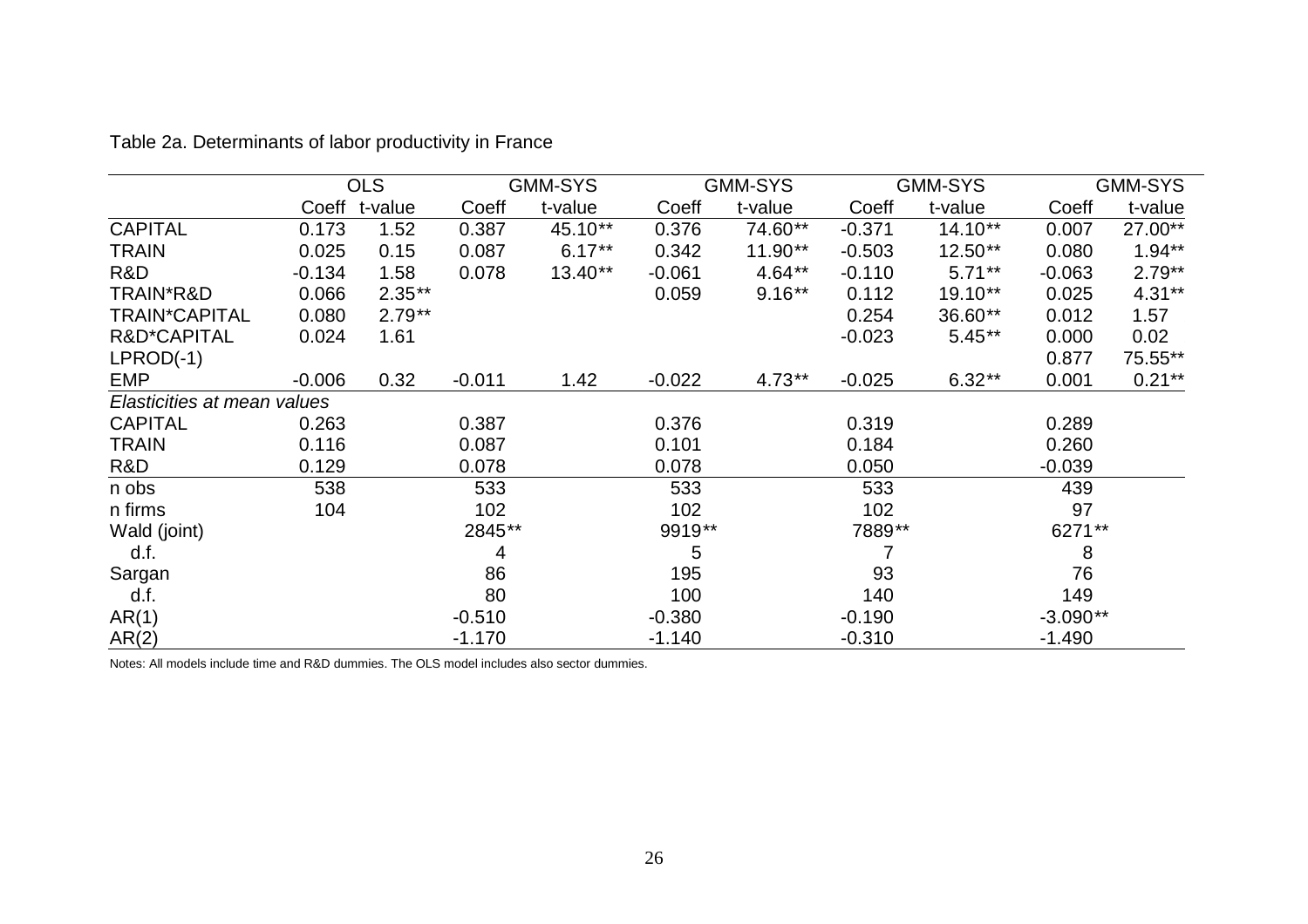Table 2a. Determinants of labor productivity in France

| | OLS | | GMM-SYS | | GMM-SYS | | GMM-SYS | | GMM-SYS | |
|---|---|---|---|---|---|---|---|---|---|---|
| | Coeff | t-value | Coeff | t-value | Coeff | t-value | Coeff | t-value | Coeff | t-value |
| CAPITAL | 0.173 | 1.52 | 0.387 | 45.10** | 0.376 | 74.60** | -0.371 | 14.10** | 0.007 | 27.00** |
| TRAIN | 0.025 | 0.15 | 0.087 | 6.17** | 0.342 | 11.90** | -0.503 | 12.50** | 0.080 | 1.94** |
| R&D | -0.134 | 1.58 | 0.078 | 13.40** | -0.061 | 4.64** | -0.110 | 5.71** | -0.063 | 2.79** |
| TRAIN*R&D | 0.066 | 2.35** | | | 0.059 | 9.16** | 0.112 | 19.10** | 0.025 | 4.31** |
| TRAIN*CAPITAL | 0.080 | 2.79** | | | | | 0.254 | 36.60** | 0.012 | 1.57 |
| R&D*CAPITAL | 0.024 | 1.61 | | | | | -0.023 | 5.45** | 0.000 | 0.02 |
| LPROD(-1) | | | | | | | | | 0.877 | 75.55** |
| EMP | -0.006 | 0.32 | -0.011 | 1.42 | -0.022 | 4.73** | -0.025 | 6.32** | 0.001 | 0.21** |
| *Elasticities at mean values* | | | | | | | | | | |
| CAPITAL | 0.263 | | 0.387 | | 0.376 | | 0.319 | | 0.289 | |
| TRAIN | 0.116 | | 0.087 | | 0.101 | | 0.184 | | 0.260 | |
| R&D | 0.129 | | 0.078 | | 0.078 | | 0.050 | | -0.039 | |
| n obs | 538 | | 533 | | 533 | | 533 | | 439 | |
| n firms | 104 | | 102 | | 102 | | 102 | | 97 | |
| Wald (joint) | | | 2845** | | 9919** | | 7889** | | 6271** | |
| d.f. | | | 4 | | 5 | | 7 | | 8 | |
| Sargan | | | 86 | | 195 | | 93 | | 76 | |
| d.f. | | | 80 | | 100 | | 140 | | 149 | |
| AR(1) | | | -0.510 | | -0.380 | | -0.190 | | -3.090** | |
| AR(2) | | | -1.170 | | -1.140 | | -0.310 | | -1.490 | |

Notes: All models include time and R&D dummies. The OLS model includes also sector dummies.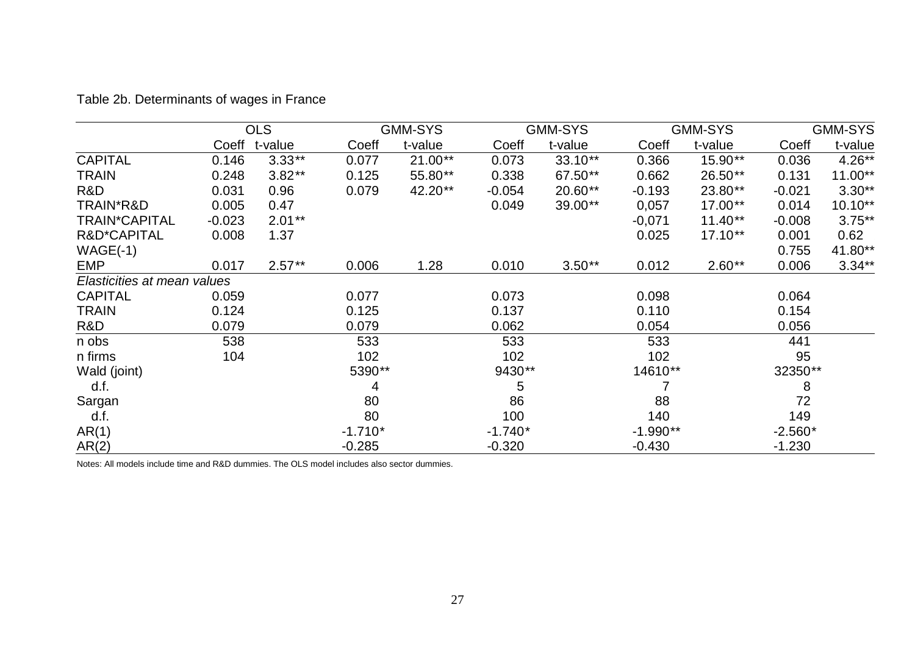Table 2b. Determinants of wages in France

| | OLS | | GMM-SYS | | GMM-SYS | | GMM-SYS | | GMM-SYS | |
|---|---|---|---|---|---|---|---|---|---|---|
| | Coeff | t-value | Coeff | t-value | Coeff | t-value | Coeff | t-value | Coeff | t-value |
| CAPITAL | 0.146 | 3.33** | 0.077 | 21.00** | 0.073 | 33.10** | 0.366 | 15.90** | 0.036 | 4.26** |
| TRAIN | 0.248 | 3.82** | 0.125 | 55.80** | 0.338 | 67.50** | 0.662 | 26.50** | 0.131 | 11.00** |
| R&D | 0.031 | 0.96 | 0.079 | 42.20** | -0.054 | 20.60** | -0.193 | 23.80** | -0.021 | 3.30** |
| TRAIN*R&D | 0.005 | 0.47 | | | 0.049 | 39.00** | 0,057 | 17.00** | 0.014 | 10.10** |
| TRAIN*CAPITAL | -0.023 | 2.01** | | | | | -0,071 | 11.40** | -0.008 | 3.75** |
| R&D*CAPITAL | 0.008 | 1.37 | | | | | 0.025 | 17.10** | 0.001 | 0.62 |
| WAGE(-1) | | | | | | | | | 0.755 | 41.80** |
| EMP | 0.017 | 2.57** | 0.006 | 1.28 | 0.010 | 3.50** | 0.012 | 2.60** | 0.006 | 3.34** |
| *Elasticities at mean values* | | | | | | | | | | |
| CAPITAL | 0.059 | | 0.077 | | 0.073 | | 0.098 | | 0.064 | |
| TRAIN | 0.124 | | 0.125 | | 0.137 | | 0.110 | | 0.154 | |
| R&D | 0.079 | | 0.079 | | 0.062 | | 0.054 | | 0.056 | |
| n obs | 538 | | 533 | | 533 | | 533 | | 441 | |
| n firms | 104 | | 102 | | 102 | | 102 | | 95 | |
| Wald (joint) | | | 5390** | | 9430** | | 14610** | | 32350** | |
| d.f. | | | 4 | | 5 | | 7 | | 8 | |
| Sargan | | | 80 | | 86 | | 88 | | 72 | |
| d.f. | | | 80 | | 100 | | 140 | | 149 | |
| AR(1) | | | -1.710* | | -1.740* | | -1.990** | | -2.560* | |
| AR(2) | | | -0.285 | | -0.320 | | -0.430 | | -1.230 | |

Notes: All models include time and R&D dummies. The OLS model includes also sector dummies.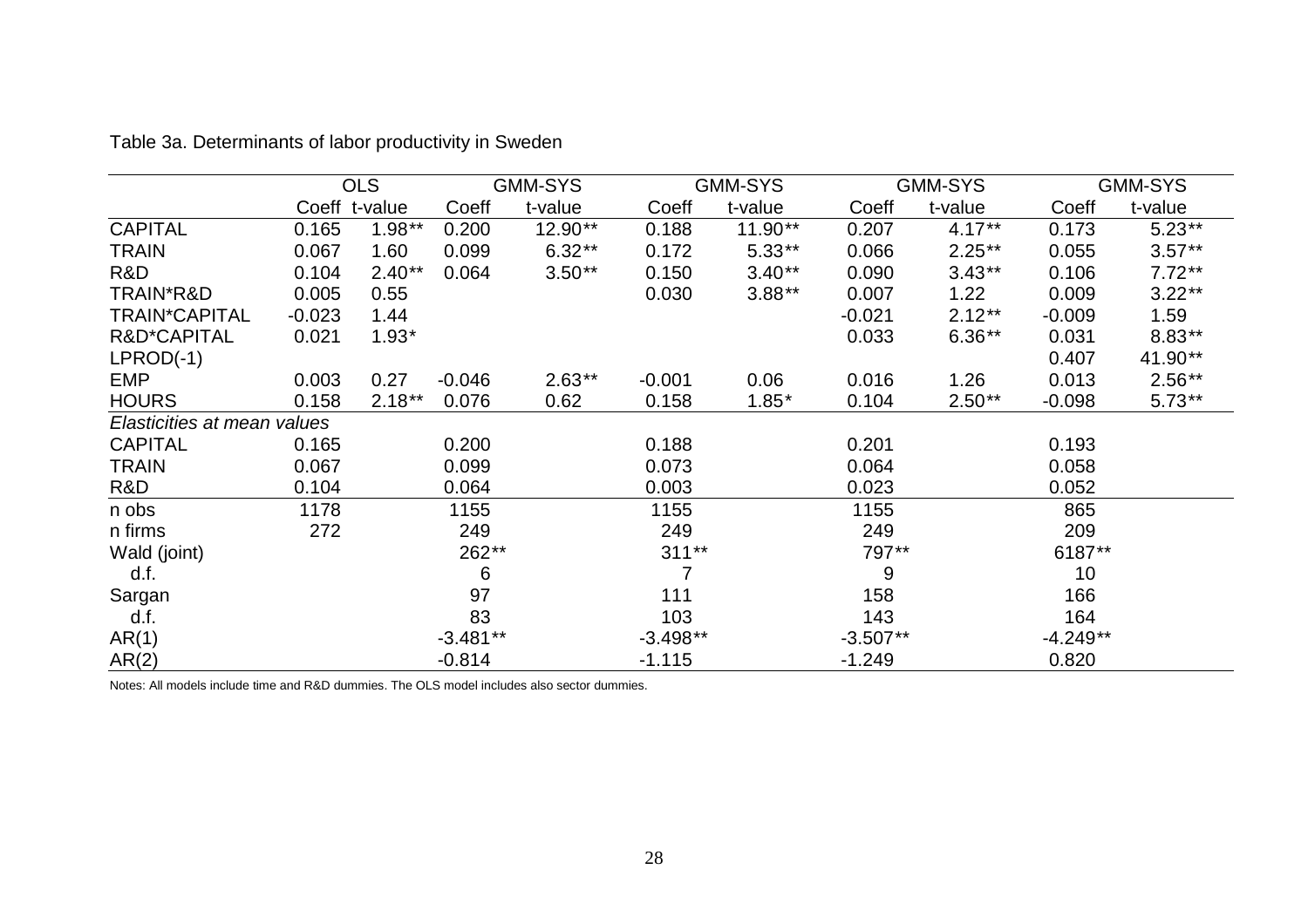Table 3a. Determinants of labor productivity in Sweden

| | OLS | | GMM-SYS | | GMM-SYS | | GMM-SYS | | GMM-SYS | |
|---|---|---|---|---|---|---|---|---|---|---|
| | Coeff | t-value | Coeff | t-value | Coeff | t-value | Coeff | t-value | Coeff | t-value |
| CAPITAL | 0.165 | 1.98** | 0.200 | 12.90** | 0.188 | 11.90** | 0.207 | 4.17** | 0.173 | 5.23** |
| TRAIN | 0.067 | 1.60 | 0.099 | 6.32** | 0.172 | 5.33** | 0.066 | 2.25** | 0.055 | 3.57** |
| R&D | 0.104 | 2.40** | 0.064 | 3.50** | 0.150 | 3.40** | 0.090 | 3.43** | 0.106 | 7.72** |
| TRAIN*R&D | 0.005 | 0.55 | | | 0.030 | 3.88** | 0.007 | 1.22 | 0.009 | 3.22** |
| TRAIN*CAPITAL | -0.023 | 1.44 | | | | | -0.021 | 2.12** | -0.009 | 1.59 |
| R&D*CAPITAL | 0.021 | 1.93* | | | | | 0.033 | 6.36** | 0.031 | 8.83** |
| LPROD(-1) | | | | | | | | | 0.407 | 41.90** |
| EMP | 0.003 | 0.27 | -0.046 | 2.63** | -0.001 | 0.06 | 0.016 | 1.26 | 0.013 | 2.56** |
| HOURS | 0.158 | 2.18** | 0.076 | 0.62 | 0.158 | 1.85* | 0.104 | 2.50** | -0.098 | 5.73** |
| *Elasticities at mean values* | | | | | | | | | | |
| CAPITAL | 0.165 | | 0.200 | | 0.188 | | 0.201 | | 0.193 | |
| TRAIN | 0.067 | | 0.099 | | 0.073 | | 0.064 | | 0.058 | |
| R&D | 0.104 | | 0.064 | | 0.003 | | 0.023 | | 0.052 | |
| n obs | 1178 | | 1155 | | 1155 | | 1155 | | 865 | |
| n firms | 272 | | 249 | | 249 | | 249 | | 209 | |
| Wald (joint) | | | 262** | | 311** | | 797** | | 6187** | |
| d.f. | | | 6 | | 7 | | 9 | | 10 | |
| Sargan | | | 97 | | 111 | | 158 | | 166 | |
| d.f. | | | 83 | | 103 | | 143 | | 164 | |
| AR(1) | | | -3.481** | | -3.498** | | -3.507** | | -4.249** | |
| AR(2) | | | -0.814 | | -1.115 | | -1.249 | | 0.820 | |

Notes: All models include time and R&D dummies. The OLS model includes also sector dummies.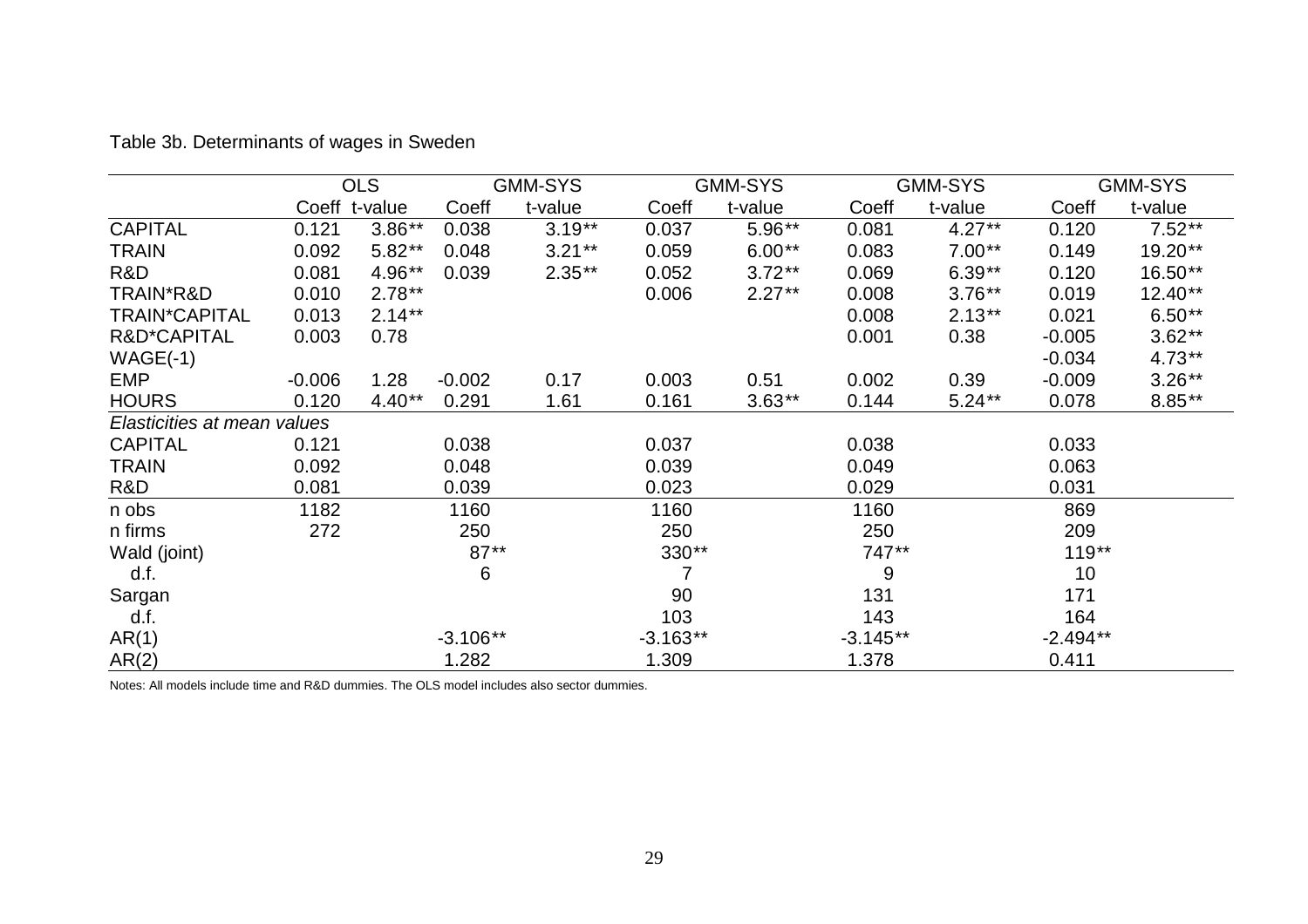Table 3b. Determinants of wages in Sweden

| | OLS | | GMM-SYS | | GMM-SYS | | GMM-SYS | | GMM-SYS | |
|---|---|---|---|---|---|---|---|---|---|---|
| | Coeff | t-value | Coeff | t-value | Coeff | t-value | Coeff | t-value | Coeff | t-value |
| CAPITAL | 0.121 | 3.86** | 0.038 | 3.19** | 0.037 | 5.96** | 0.081 | 4.27** | 0.120 | 7.52** |
| TRAIN | 0.092 | 5.82** | 0.048 | 3.21** | 0.059 | 6.00** | 0.083 | 7.00** | 0.149 | 19.20** |
| R&D | 0.081 | 4.96** | 0.039 | 2.35** | 0.052 | 3.72** | 0.069 | 6.39** | 0.120 | 16.50** |
| TRAIN*R&D | 0.010 | 2.78** | | | 0.006 | 2.27** | 0.008 | 3.76** | 0.019 | 12.40** |
| TRAIN*CAPITAL | 0.013 | 2.14** | | | | | 0.008 | 2.13** | 0.021 | 6.50** |
| R&D*CAPITAL | 0.003 | 0.78 | | | | | 0.001 | 0.38 | -0.005 | 3.62** |
| WAGE(-1) | | | | | | | | | -0.034 | 4.73** |
| EMP | -0.006 | 1.28 | -0.002 | 0.17 | 0.003 | 0.51 | 0.002 | 0.39 | -0.009 | 3.26** |
| HOURS | 0.120 | 4.40** | 0.291 | 1.61 | 0.161 | 3.63** | 0.144 | 5.24** | 0.078 | 8.85** |
| *Elasticities at mean values* | | | | | | | | | | |
| CAPITAL | 0.121 | | 0.038 | | 0.037 | | 0.038 | | 0.033 | |
| TRAIN | 0.092 | | 0.048 | | 0.039 | | 0.049 | | 0.063 | |
| R&D | 0.081 | | 0.039 | | 0.023 | | 0.029 | | 0.031 | |
| n obs | 1182 | | 1160 | | 1160 | | 1160 | | 869 | |
| n firms | 272 | | 250 | | 250 | | 250 | | 209 | |
| Wald (joint) | | | 87** | | 330** | | 747** | | 119** | |
| d.f. | | | 6 | | 7 | | 9 | | 10 | |
| Sargan | | | | | 90 | | 131 | | 171 | |
| d.f. | | | | | 103 | | 143 | | 164 | |
| AR(1) | | | -3.106** | | -3.163** | | -3.145** | | -2.494** | |
| AR(2) | | | 1.282 | | 1.309 | | 1.378 | | 0.411 | |

Notes: All models include time and R&D dummies. The OLS model includes also sector dummies.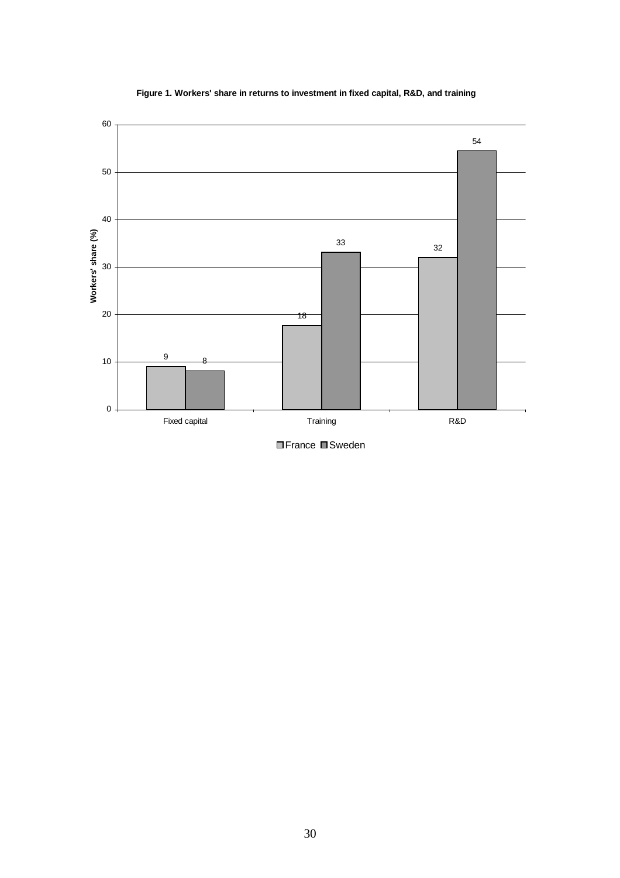**Figure 1. Workers' share in returns to investment in fixed capital, R&D, and training**

Workers' share (%)

60
50
40
30
20
10
0

9
8
18
33
32
54

Fixed capital
Training
R&D

France Sweden